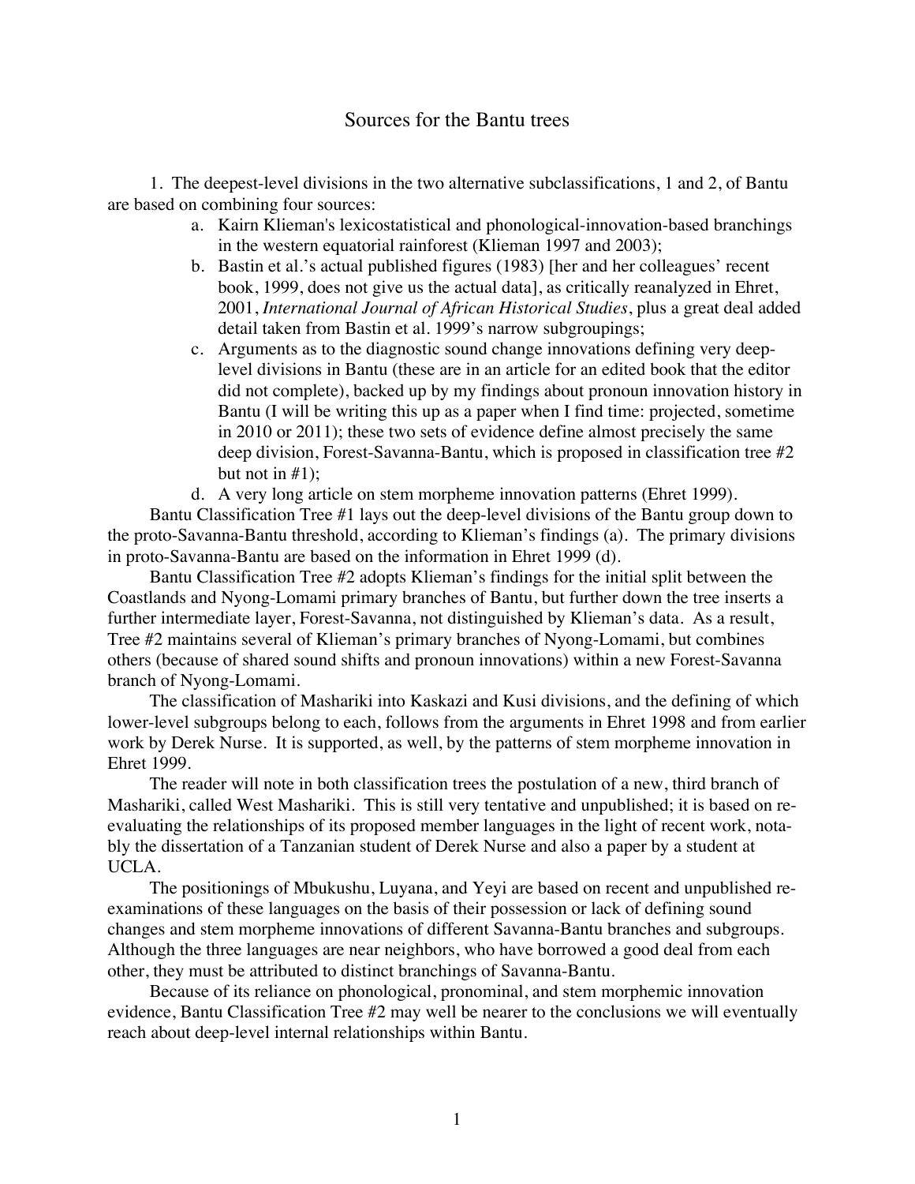# Sources for the Bantu trees

1. The deepest-level divisions in the two alternative subclassifications, 1 and 2, of Bantu are based on combining four sources:

   a. Kairn Klieman's lexicostatistical and phonological-innovation-based branchings in the western equatorial rainforest (Klieman 1997 and 2003);

   b. Bastin et al.'s actual published figures (1983) [her and her colleagues' recent book, 1999, does not give us the actual data], as critically reanalyzed in Ehret, 2001, *International Journal of African Historical Studies*, plus a great deal added detail taken from Bastin et al. 1999's narrow subgroupings;

   c. Arguments as to the diagnostic sound change innovations defining very deep-level divisions in Bantu (these are in an article for an edited book that the editor did not complete), backed up by my findings about pronoun innovation history in Bantu (I will be writing this up as a paper when I find time: projected, sometime in 2010 or 2011); these two sets of evidence define almost precisely the same deep division, Forest-Savanna-Bantu, which is proposed in classification tree #2 but not in #1);

   d. A very long article on stem morpheme innovation patterns (Ehret 1999).

Bantu Classification Tree #1 lays out the deep-level divisions of the Bantu group down to the proto-Savanna-Bantu threshold, according to Klieman's findings (a). The primary divisions in proto-Savanna-Bantu are based on the information in Ehret 1999 (d).

Bantu Classification Tree #2 adopts Klieman's findings for the initial split between the Coastlands and Nyong-Lomami primary branches of Bantu, but further down the tree inserts a further intermediate layer, Forest-Savanna, not distinguished by Klieman's data. As a result, Tree #2 maintains several of Klieman's primary branches of Nyong-Lomami, but combines others (because of shared sound shifts and pronoun innovations) within a new Forest-Savanna branch of Nyong-Lomami.

The classification of Mashariki into Kaskazi and Kusi divisions, and the defining of which lower-level subgroups belong to each, follows from the arguments in Ehret 1998 and from earlier work by Derek Nurse. It is supported, as well, by the patterns of stem morpheme innovation in Ehret 1999.

The reader will note in both classification trees the postulation of a new, third branch of Mashariki, called West Mashariki. This is still very tentative and unpublished; it is based on re-evaluating the relationships of its proposed member languages in the light of recent work, notably the dissertation of a Tanzanian student of Derek Nurse and also a paper by a student at UCLA.

The positionings of Mbukushu, Luyana, and Yeyi are based on recent and unpublished re-examinations of these languages on the basis of their possession or lack of defining sound changes and stem morpheme innovations of different Savanna-Bantu branches and subgroups. Although the three languages are near neighbors, who have borrowed a good deal from each other, they must be attributed to distinct branchings of Savanna-Bantu.

Because of its reliance on phonological, pronominal, and stem morphemic innovation evidence, Bantu Classification Tree #2 may well be nearer to the conclusions we will eventually reach about deep-level internal relationships within Bantu.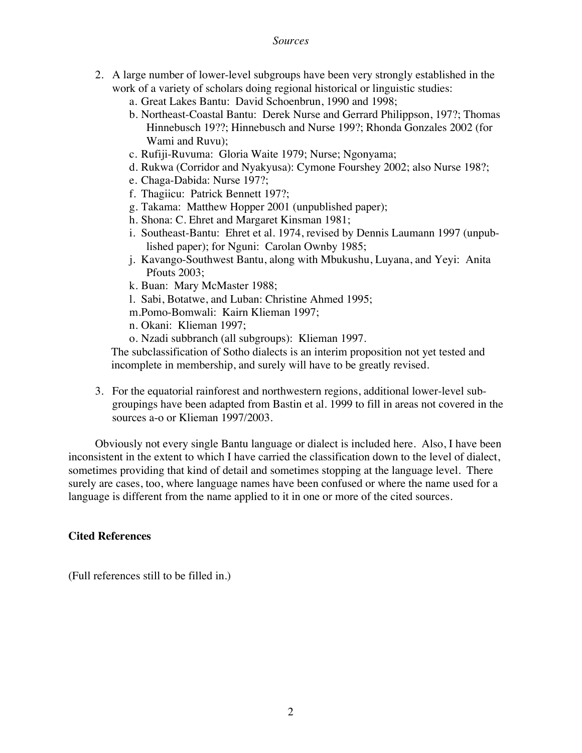2. A large number of lower-level subgroups have been very strongly established in the work of a variety of scholars doing regional historical or linguistic studies:
   a. Great Lakes Bantu: David Schoenbrun, 1990 and 1998;
   b. Northeast-Coastal Bantu: Derek Nurse and Gerrard Philippson, 197?; Thomas Hinnebusch 19??; Hinnebusch and Nurse 199?; Rhonda Gonzales 2002 (for Wami and Ruvu);
   c. Rufiji-Ruvuma: Gloria Waite 1979; Nurse; Ngonyama;
   d. Rukwa (Corridor and Nyakyusa): Cymone Fourshey 2002; also Nurse 198?;
   e. Chaga-Dabida: Nurse 197?;
   f. Thagiicu: Patrick Bennett 197?;
   g. Takama: Matthew Hopper 2001 (unpublished paper);
   h. Shona: C. Ehret and Margaret Kinsman 1981;
   i. Southeast-Bantu: Ehret et al. 1974, revised by Dennis Laumann 1997 (unpublished paper); for Nguni: Carolan Ownby 1985;
   j. Kavango-Southwest Bantu, along with Mbukushu, Luyana, and Yeyi: Anita Pfouts 2003;
   k. Buan: Mary McMaster 1988;
   l. Sabi, Botatwe, and Luban: Christine Ahmed 1995;
   m. Pomo-Bomwali: Kairn Klieman 1997;
   n. Okani: Klieman 1997;
   o. Nzadi subbranch (all subgroups): Klieman 1997.

   The subclassification of Sotho dialects is an interim proposition not yet tested and incomplete in membership, and surely will have to be greatly revised.

3. For the equatorial rainforest and northwestern regions, additional lower-level subgroupings have been adapted from Bastin et al. 1999 to fill in areas not covered in the sources a-o or Klieman 1997/2003.

Obviously not every single Bantu language or dialect is included here. Also, I have been inconsistent in the extent to which I have carried the classification down to the level of dialect, sometimes providing that kind of detail and sometimes stopping at the language level. There surely are cases, too, where language names have been confused or where the name used for a language is different from the name applied to it in one or more of the cited sources.

**Cited References**

(Full references still to be filled in.)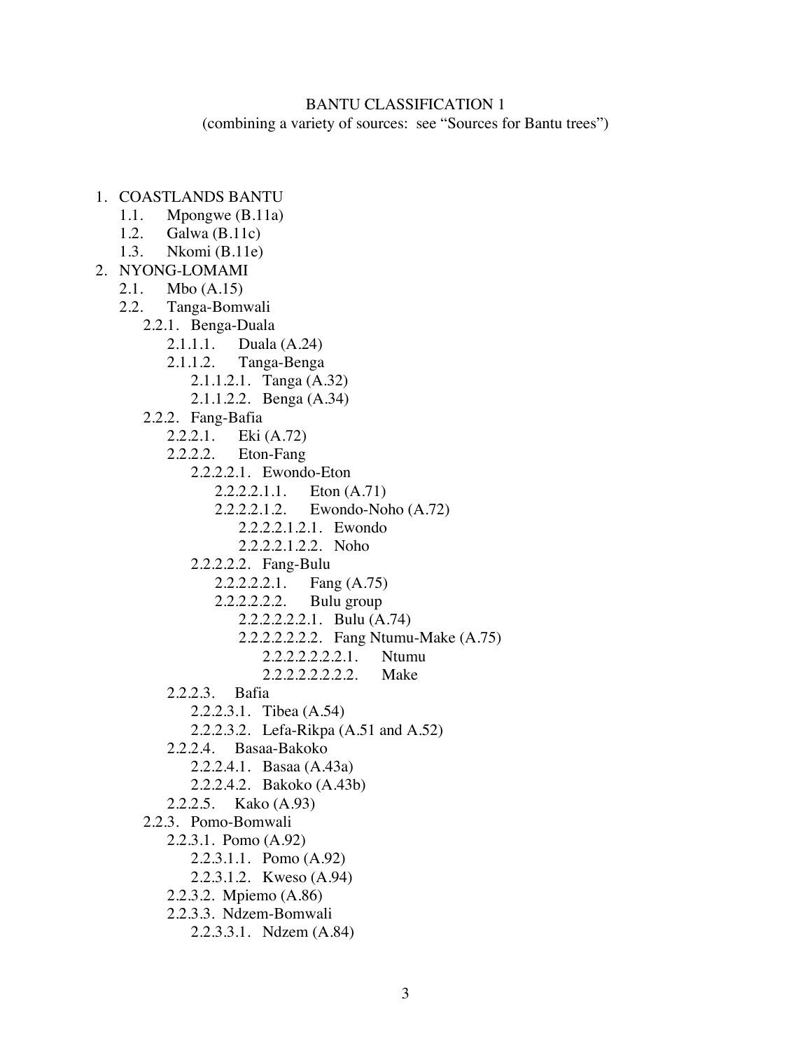BANTU CLASSIFICATION 1

(combining a variety of sources: see “Sources for Bantu trees”)

1. COASTLANDS BANTU
    - 1.1. Mpongwe (B.11a)
    - 1.2. Galwa (B.11c)
    - 1.3. Nkomi (B.11e)
2. NYONG-LOMAMI
    - 2.1. Mbo (A.15)
    - 2.2. Tanga-Bomwali
        - 2.2.1. Benga-Duala
            - 2.1.1.1. Duala (A.24)
            - 2.1.1.2. Tanga-Benga
                - 2.1.1.2.1. Tanga (A.32)
                - 2.1.1.2.2. Benga (A.34)
        - 2.2.2. Fang-Bafia
            - 2.2.2.1. Eki (A.72)
            - 2.2.2.2. Eton-Fang
                - 2.2.2.2.1. Ewondo-Eton
                    - 2.2.2.2.1.1. Eton (A.71)
                    - 2.2.2.2.1.2. Ewondo-Noho (A.72)
                        - 2.2.2.2.1.2.1. Ewondo
                        - 2.2.2.2.1.2.2. Noho
                - 2.2.2.2.2. Fang-Bulu
                    - 2.2.2.2.2.1. Fang (A.75)
                    - 2.2.2.2.2.2. Bulu group
                        - 2.2.2.2.2.2.1. Bulu (A.74)
                        - 2.2.2.2.2.2.2. Fang Ntumu-Make (A.75)
                            - 2.2.2.2.2.2.2.1. Ntumu
                            - 2.2.2.2.2.2.2.2. Make
            - 2.2.2.3. Bafia
                - 2.2.2.3.1. Tibea (A.54)
                - 2.2.2.3.2. Lefa-Rikpa (A.51 and A.52)
            - 2.2.2.4. Basaa-Bakoko
                - 2.2.2.4.1. Basaa (A.43a)
                - 2.2.2.4.2. Bakoko (A.43b)
            - 2.2.2.5. Kako (A.93)
        - 2.2.3. Pomo-Bomwali
            - 2.2.3.1. Pomo (A.92)
                - 2.2.3.1.1. Pomo (A.92)
                - 2.2.3.1.2. Kweso (A.94)
            - 2.2.3.2. Mpiemo (A.86)
            - 2.2.3.3. Ndzem-Bomwali
                - 2.2.3.3.1. Ndzem (A.84)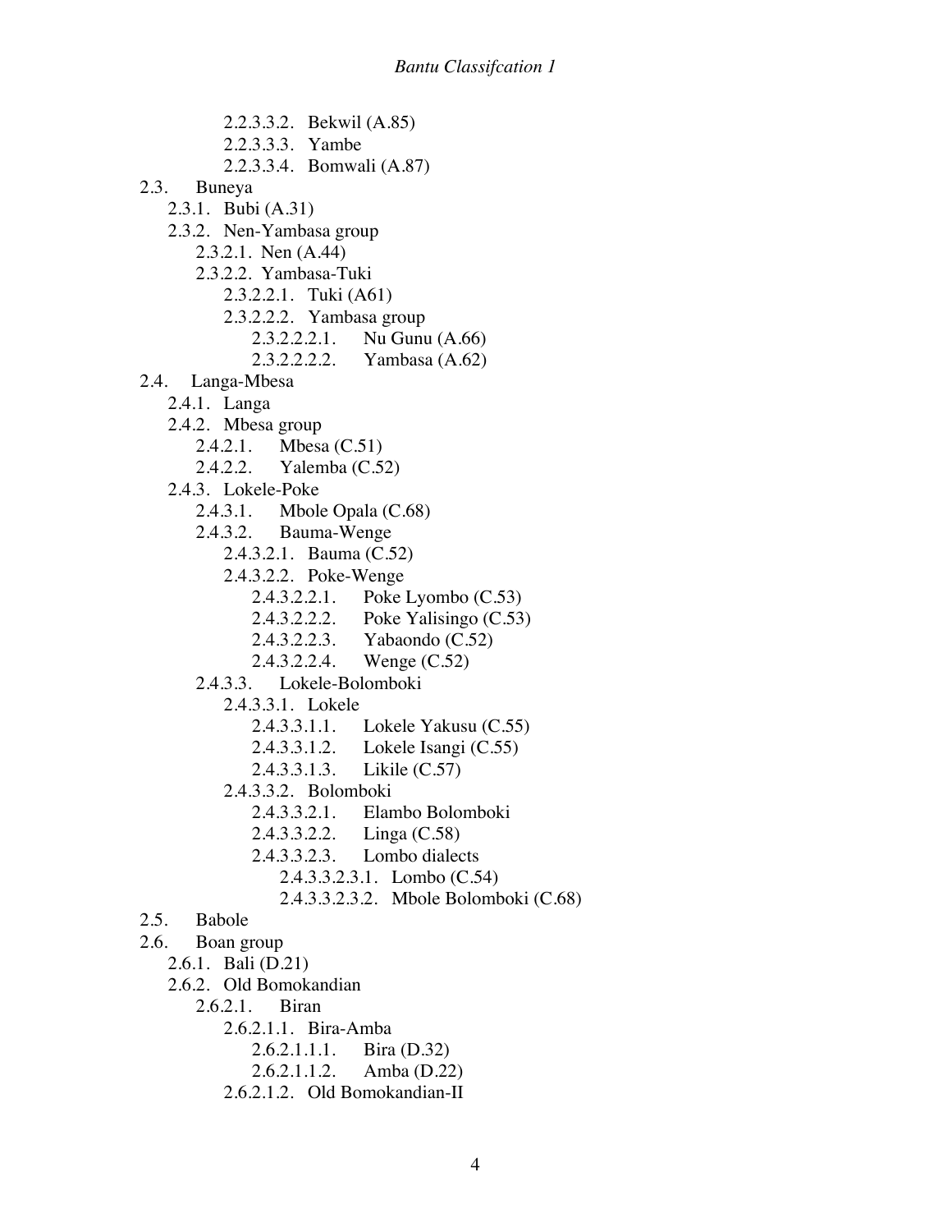- 2.2.3.3.2. Bekwil (A.85)
- 2.2.3.3.3. Yambe
- 2.2.3.3.4. Bomwali (A.87)

- 2.3. Buneya
  - 2.3.1. Bubi (A.31)
  - 2.3.2. Nen-Yambasa group
    - 2.3.2.1. Nen (A.44)
    - 2.3.2.2. Yambasa-Tuki
      - 2.3.2.2.1. Tuki (A61)
      - 2.3.2.2.2. Yambasa group
        - 2.3.2.2.2.1. Nu Gunu (A.66)
        - 2.3.2.2.2.2. Yambasa (A.62)
- 2.4. Langa-Mbesa
  - 2.4.1. Langa
  - 2.4.2. Mbesa group
    - 2.4.2.1. Mbesa (C.51)
    - 2.4.2.2. Yalemba (C.52)
  - 2.4.3. Lokele-Poke
    - 2.4.3.1. Mbole Opala (C.68)
    - 2.4.3.2. Bauma-Wenge
      - 2.4.3.2.1. Bauma (C.52)
      - 2.4.3.2.2. Poke-Wenge
        - 2.4.3.2.2.1. Poke Lyombo (C.53)
        - 2.4.3.2.2.2. Poke Yalisingo (C.53)
        - 2.4.3.2.2.3. Yabaondo (C.52)
        - 2.4.3.2.2.4. Wenge (C.52)
    - 2.4.3.3. Lokele-Bolomboki
      - 2.4.3.3.1. Lokele
        - 2.4.3.3.1.1. Lokele Yakusu (C.55)
        - 2.4.3.3.1.2. Lokele Isangi (C.55)
        - 2.4.3.3.1.3. Likile (C.57)
      - 2.4.3.3.2. Bolomboki
        - 2.4.3.3.2.1. Elambo Bolomboki
        - 2.4.3.3.2.2. Linga (C.58)
        - 2.4.3.3.2.3. Lombo dialects
          - 2.4.3.3.2.3.1. Lombo (C.54)
          - 2.4.3.3.2.3.2. Mbole Bolomboki (C.68)
- 2.5. Babole
- 2.6. Boan group
  - 2.6.1. Bali (D.21)
  - 2.6.2. Old Bomokandian
    - 2.6.2.1. Biran
      - 2.6.2.1.1. Bira-Amba
        - 2.6.2.1.1.1. Bira (D.32)
        - 2.6.2.1.1.2. Amba (D.22)
      - 2.6.2.1.2. Old Bomokandian-II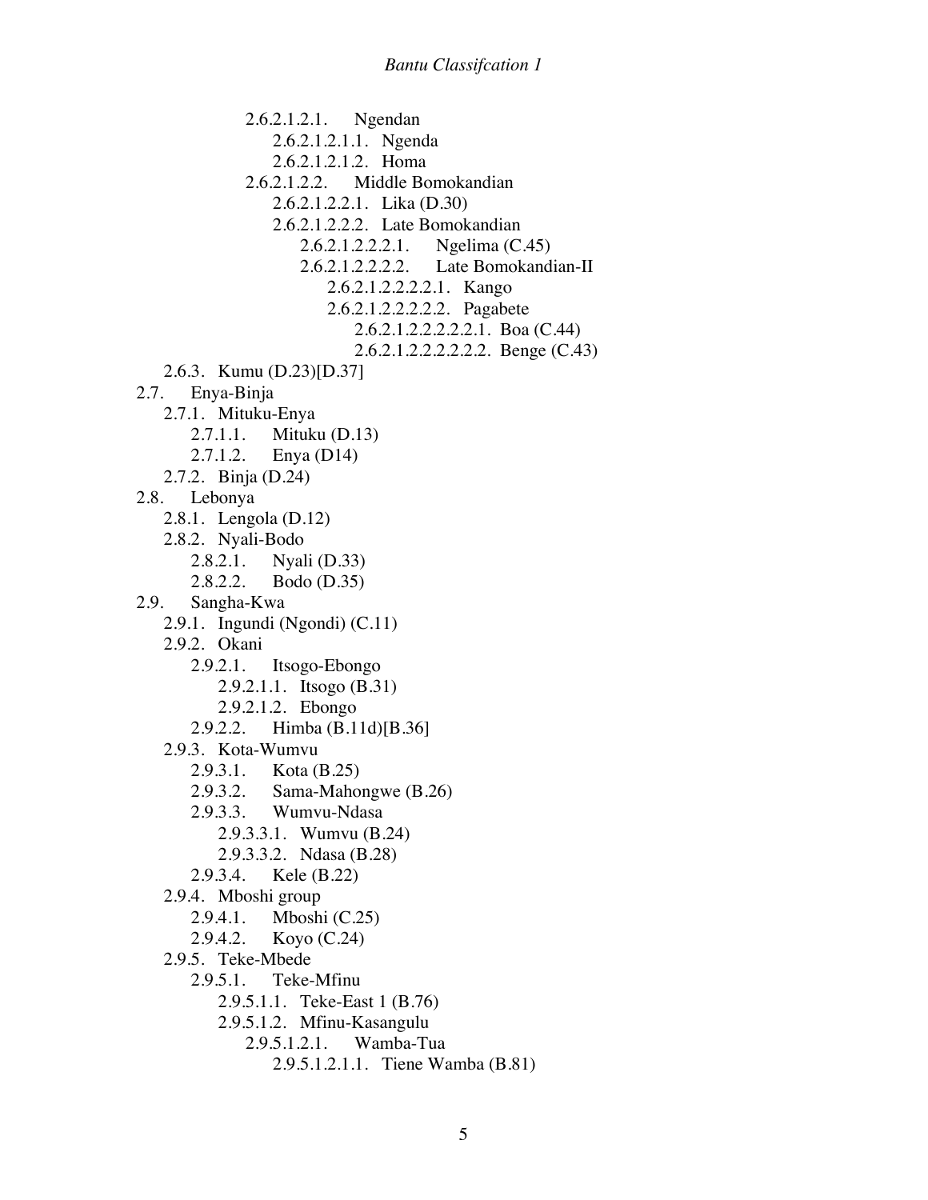- 2.6.2.1.2.1. Ngendan
  - 2.6.2.1.2.1.1. Ngenda
  - 2.6.2.1.2.1.2. Homa
- 2.6.2.1.2.2. Middle Bomokandian
  - 2.6.2.1.2.2.1. Lika (D.30)
  - 2.6.2.1.2.2.2. Late Bomokandian
    - 2.6.2.1.2.2.2.1. Ngelima (C.45)
    - 2.6.2.1.2.2.2.2. Late Bomokandian-II
      - 2.6.2.1.2.2.2.2.1. Kango
      - 2.6.2.1.2.2.2.2.2. Pagabete
        - 2.6.2.1.2.2.2.2.2.1. Boa (C.44)
        - 2.6.2.1.2.2.2.2.2.2. Benge (C.43)

- 2.6.3. Kumu (D.23)[D.37]
- 2.7. Enya-Binja
  - 2.7.1. Mituku-Enya
    - 2.7.1.1. Mituku (D.13)
    - 2.7.1.2. Enya (D14)
  - 2.7.2. Binja (D.24)
- 2.8. Lebonya
  - 2.8.1. Lengola (D.12)
  - 2.8.2. Nyali-Bodo
    - 2.8.2.1. Nyali (D.33)
    - 2.8.2.2. Bodo (D.35)
- 2.9. Sangha-Kwa
  - 2.9.1. Ingundi (Ngondi) (C.11)
  - 2.9.2. Okani
    - 2.9.2.1. Itsogo-Ebongo
      - 2.9.2.1.1. Itsogo (B.31)
      - 2.9.2.1.2. Ebongo
    - 2.9.2.2. Himba (B.11d)[B.36]
  - 2.9.3. Kota-Wumvu
    - 2.9.3.1. Kota (B.25)
    - 2.9.3.2. Sama-Mahongwe (B.26)
    - 2.9.3.3. Wumvu-Ndasa
      - 2.9.3.3.1. Wumvu (B.24)
      - 2.9.3.3.2. Ndasa (B.28)
    - 2.9.3.4. Kele (B.22)
  - 2.9.4. Mboshi group
    - 2.9.4.1. Mboshi (C.25)
    - 2.9.4.2. Koyo (C.24)
  - 2.9.5. Teke-Mbede
    - 2.9.5.1. Teke-Mfinu
      - 2.9.5.1.1. Teke-East 1 (B.76)
      - 2.9.5.1.2. Mfinu-Kasangulu
        - 2.9.5.1.2.1. Wamba-Tua
          - 2.9.5.1.2.1.1. Tiene Wamba (B.81)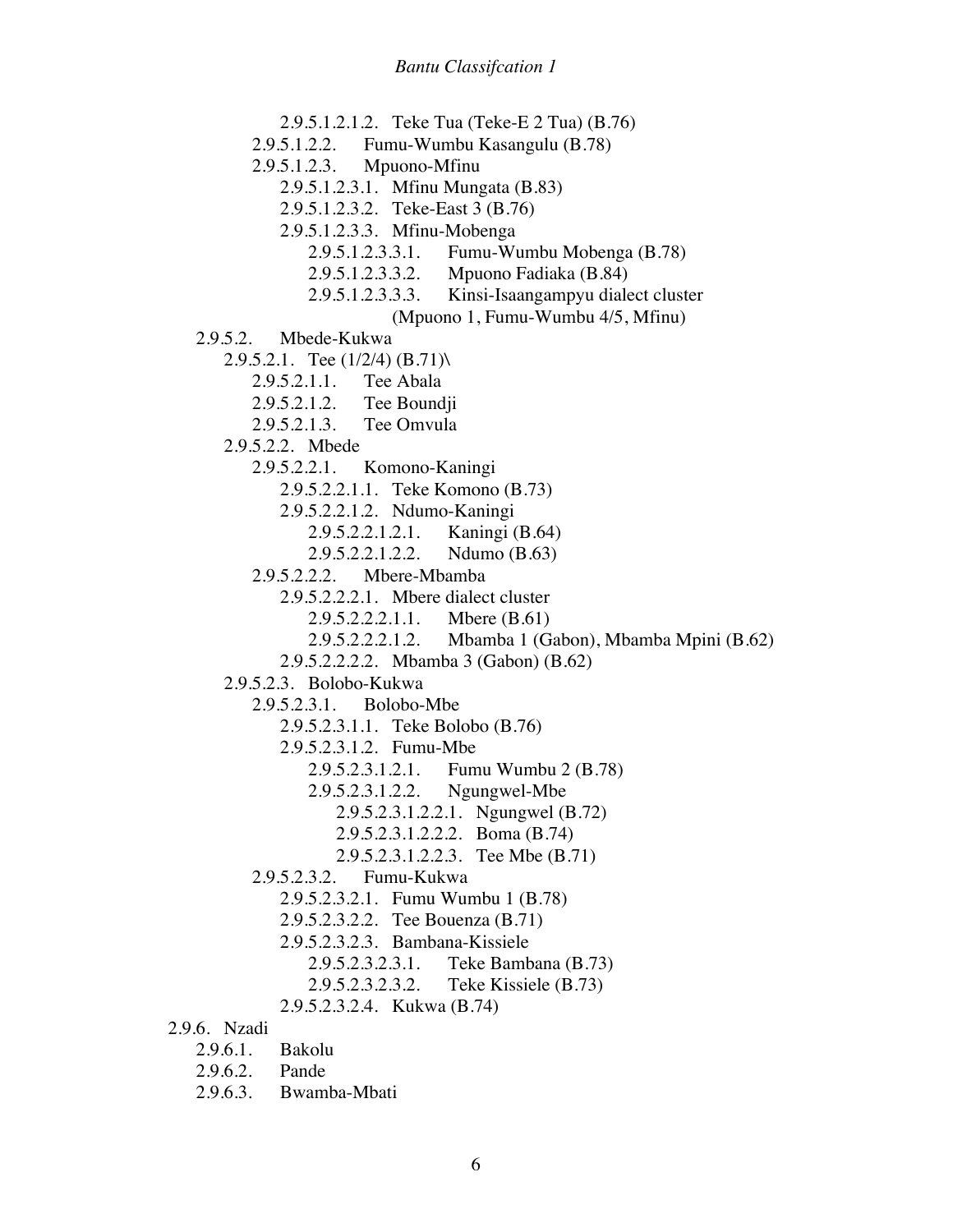- 2.9.5.1.2.1.2. Teke Tua (Teke-E 2 Tua) (B.76)
- 2.9.5.1.2.2. Fumu-Wumbu Kasangulu (B.78)
- 2.9.5.1.2.3. Mpuono-Mfinu
  - 2.9.5.1.2.3.1. Mfinu Mungata (B.83)
  - 2.9.5.1.2.3.2. Teke-East 3 (B.76)
  - 2.9.5.1.2.3.3. Mfinu-Mobenga
    - 2.9.5.1.2.3.3.1. Fumu-Wumbu Mobenga (B.78)
    - 2.9.5.1.2.3.3.2. Mpuono Fadiaka (B.84)
    - 2.9.5.1.2.3.3.3. Kinsi-Isaangampyu dialect cluster (Mpuono 1, Fumu-Wumbu 4/5, Mfinu)
- 2.9.5.2. Mbede-Kukwa
  - 2.9.5.2.1. Tee (1/2/4) (B.71)\
    - 2.9.5.2.1.1. Tee Abala
    - 2.9.5.2.1.2. Tee Boundji
    - 2.9.5.2.1.3. Tee Omvula
  - 2.9.5.2.2. Mbede
    - 2.9.5.2.2.1. Komono-Kaningi
      - 2.9.5.2.2.1.1. Teke Komono (B.73)
      - 2.9.5.2.2.1.2. Ndumo-Kaningi
        - 2.9.5.2.2.1.2.1. Kaningi (B.64)
        - 2.9.5.2.2.1.2.2. Ndumo (B.63)
    - 2.9.5.2.2.2. Mbere-Mbamba
      - 2.9.5.2.2.2.1. Mbere dialect cluster
        - 2.9.5.2.2.2.1.1. Mbere (B.61)
        - 2.9.5.2.2.2.1.2. Mbamba 1 (Gabon), Mbamba Mpini (B.62)
      - 2.9.5.2.2.2.2. Mbamba 3 (Gabon) (B.62)
  - 2.9.5.2.3. Bolobo-Kukwa
    - 2.9.5.2.3.1. Bolobo-Mbe
      - 2.9.5.2.3.1.1. Teke Bolobo (B.76)
      - 2.9.5.2.3.1.2. Fumu-Mbe
        - 2.9.5.2.3.1.2.1. Fumu Wumbu 2 (B.78)
        - 2.9.5.2.3.1.2.2. Ngungwel-Mbe
          - 2.9.5.2.3.1.2.2.1. Ngungwel (B.72)
          - 2.9.5.2.3.1.2.2.2. Boma (B.74)
          - 2.9.5.2.3.1.2.2.3. Tee Mbe (B.71)
    - 2.9.5.2.3.2. Fumu-Kukwa
      - 2.9.5.2.3.2.1. Fumu Wumbu 1 (B.78)
      - 2.9.5.2.3.2.2. Tee Bouenza (B.71)
      - 2.9.5.2.3.2.3. Bambana-Kissiele
        - 2.9.5.2.3.2.3.1. Teke Bambana (B.73)
        - 2.9.5.2.3.2.3.2. Teke Kissiele (B.73)
      - 2.9.5.2.3.2.4. Kukwa (B.74)
- 2.9.6. Nzadi
  - 2.9.6.1. Bakolu
  - 2.9.6.2. Pande
  - 2.9.6.3. Bwamba-Mbati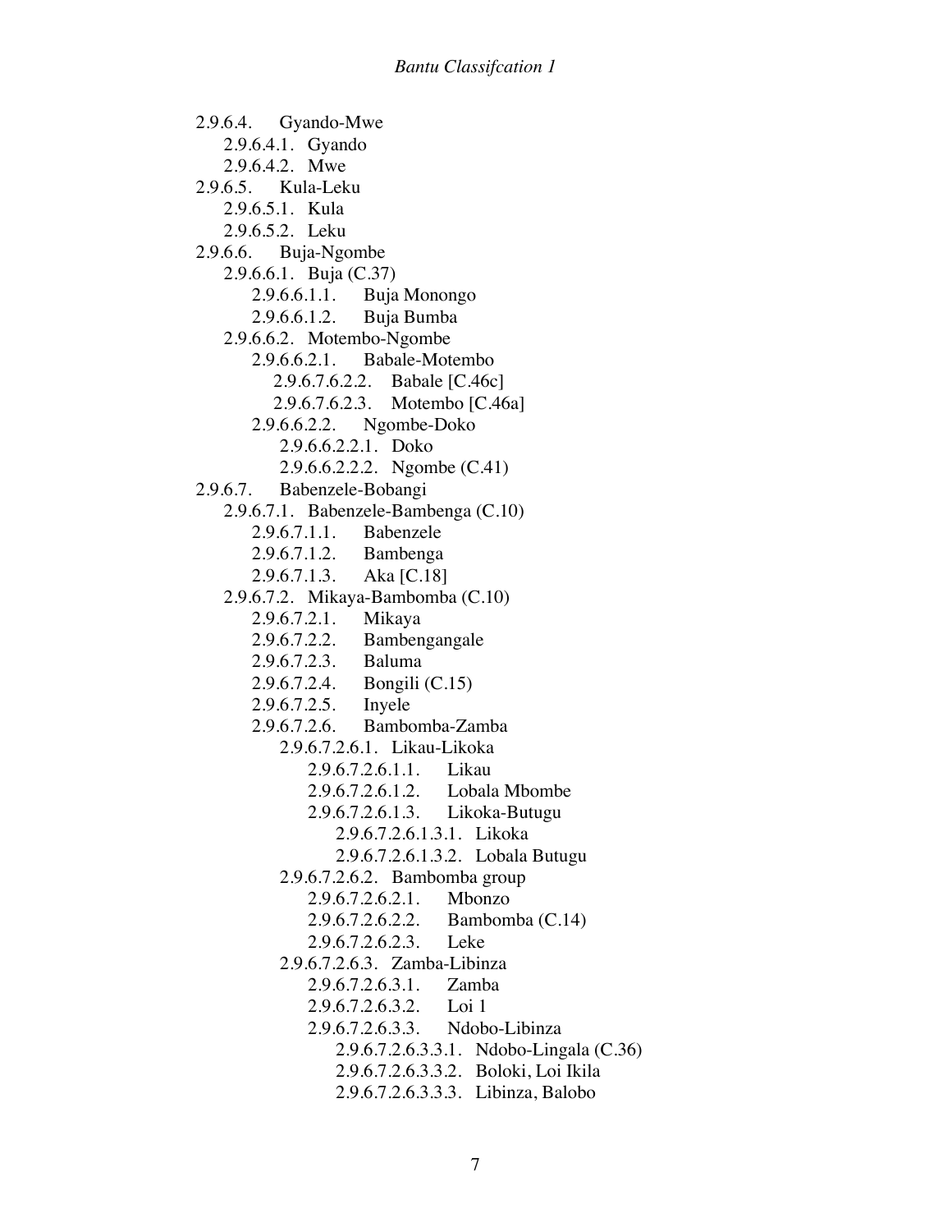- 2.9.6.4. Gyando-Mwe
  - 2.9.6.4.1. Gyando
  - 2.9.6.4.2. Mwe
- 2.9.6.5. Kula-Leku
  - 2.9.6.5.1. Kula
  - 2.9.6.5.2. Leku
- 2.9.6.6. Buja-Ngombe
  - 2.9.6.6.1. Buja (C.37)
    - 2.9.6.6.1.1. Buja Monongo
    - 2.9.6.6.1.2. Buja Bumba
  - 2.9.6.6.2. Motembo-Ngombe
    - 2.9.6.6.2.1. Babale-Motembo
      - 2.9.6.7.6.2.2. Babale [C.46c]
      - 2.9.6.7.6.2.3. Motembo [C.46a]
    - 2.9.6.6.2.2. Ngombe-Doko
      - 2.9.6.6.2.2.1. Doko
      - 2.9.6.6.2.2.2. Ngombe (C.41)
- 2.9.6.7. Babenzele-Bobangi
  - 2.9.6.7.1. Babenzele-Bambenga (C.10)
    - 2.9.6.7.1.1. Babenzele
    - 2.9.6.7.1.2. Bambenga
    - 2.9.6.7.1.3. Aka [C.18]
  - 2.9.6.7.2. Mikaya-Bambomba (C.10)
    - 2.9.6.7.2.1. Mikaya
    - 2.9.6.7.2.2. Bambengangale
    - 2.9.6.7.2.3. Baluma
    - 2.9.6.7.2.4. Bongili (C.15)
    - 2.9.6.7.2.5. Inyele
    - 2.9.6.7.2.6. Bambomba-Zamba
      - 2.9.6.7.2.6.1. Likau-Likoka
        - 2.9.6.7.2.6.1.1. Likau
        - 2.9.6.7.2.6.1.2. Lobala Mbombe
        - 2.9.6.7.2.6.1.3. Likoka-Butugu
          - 2.9.6.7.2.6.1.3.1. Likoka
          - 2.9.6.7.2.6.1.3.2. Lobala Butugu
      - 2.9.6.7.2.6.2. Bambomba group
        - 2.9.6.7.2.6.2.1. Mbonzo
        - 2.9.6.7.2.6.2.2. Bambomba (C.14)
        - 2.9.6.7.2.6.2.3. Leke
      - 2.9.6.7.2.6.3. Zamba-Libinza
        - 2.9.6.7.2.6.3.1. Zamba
        - 2.9.6.7.2.6.3.2. Loi 1
        - 2.9.6.7.2.6.3.3. Ndobo-Libinza
          - 2.9.6.7.2.6.3.3.1. Ndobo-Lingala (C.36)
          - 2.9.6.7.2.6.3.3.2. Boloki, Loi Ikila
          - 2.9.6.7.2.6.3.3.3. Libinza, Balobo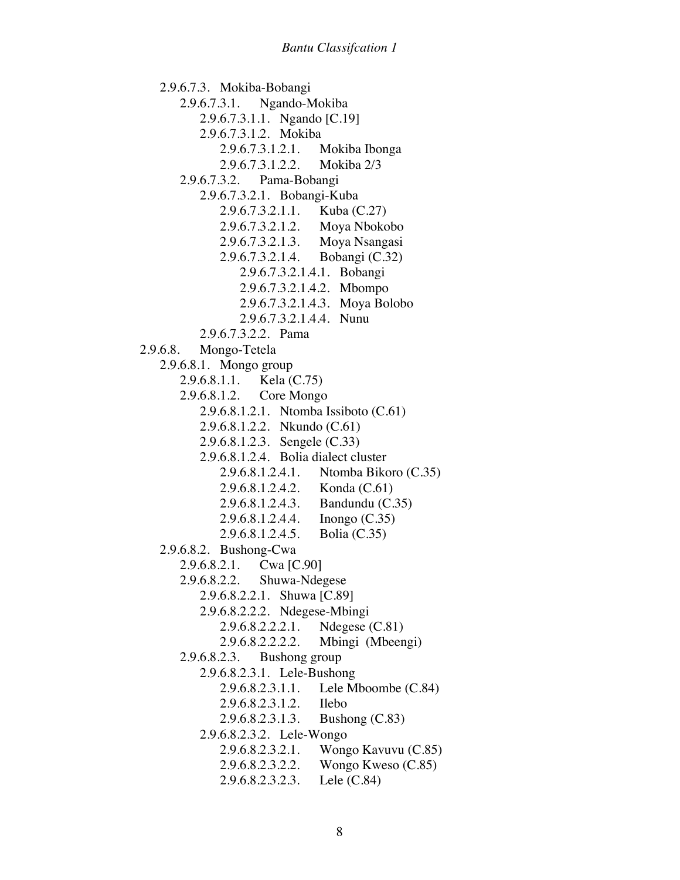- 2.9.6.7.3. Mokiba-Bobangi
  - 2.9.6.7.3.1. Ngando-Mokiba
    - 2.9.6.7.3.1.1. Ngando [C.19]
    - 2.9.6.7.3.1.2. Mokiba
      - 2.9.6.7.3.1.2.1. Mokiba Ibonga
      - 2.9.6.7.3.1.2.2. Mokiba 2/3
  - 2.9.6.7.3.2. Pama-Bobangi
    - 2.9.6.7.3.2.1. Bobangi-Kuba
      - 2.9.6.7.3.2.1.1. Kuba (C.27)
      - 2.9.6.7.3.2.1.2. Moya Nbokobo
      - 2.9.6.7.3.2.1.3. Moya Nsangasi
      - 2.9.6.7.3.2.1.4. Bobangi (C.32)
        - 2.9.6.7.3.2.1.4.1. Bobangi
        - 2.9.6.7.3.2.1.4.2. Mbompo
        - 2.9.6.7.3.2.1.4.3. Moya Bolobo
        - 2.9.6.7.3.2.1.4.4. Nunu
    - 2.9.6.7.3.2.2. Pama

- 2.9.6.8. Mongo-Tetela
  - 2.9.6.8.1. Mongo group
    - 2.9.6.8.1.1. Kela (C.75)
    - 2.9.6.8.1.2. Core Mongo
      - 2.9.6.8.1.2.1. Ntomba Issiboto (C.61)
      - 2.9.6.8.1.2.2. Nkundo (C.61)
      - 2.9.6.8.1.2.3. Sengele (C.33)
      - 2.9.6.8.1.2.4. Bolia dialect cluster
        - 2.9.6.8.1.2.4.1. Ntomba Bikoro (C.35)
        - 2.9.6.8.1.2.4.2. Konda (C.61)
        - 2.9.6.8.1.2.4.3. Bandundu (C.35)
        - 2.9.6.8.1.2.4.4. Inongo (C.35)
        - 2.9.6.8.1.2.4.5. Bolia (C.35)
  - 2.9.6.8.2. Bushong-Cwa
    - 2.9.6.8.2.1. Cwa [C.90]
    - 2.9.6.8.2.2. Shuwa-Ndegese
      - 2.9.6.8.2.2.1. Shuwa [C.89]
      - 2.9.6.8.2.2.2. Ndegese-Mbingi
        - 2.9.6.8.2.2.2.1. Ndegese (C.81)
        - 2.9.6.8.2.2.2.2. Mbingi (Mbeengi)
    - 2.9.6.8.2.3. Bushong group
      - 2.9.6.8.2.3.1. Lele-Bushong
        - 2.9.6.8.2.3.1.1. Lele Mboombe (C.84)
        - 2.9.6.8.2.3.1.2. Ilebo
        - 2.9.6.8.2.3.1.3. Bushong (C.83)
      - 2.9.6.8.2.3.2. Lele-Wongo
        - 2.9.6.8.2.3.2.1. Wongo Kavuvu (C.85)
        - 2.9.6.8.2.3.2.2. Wongo Kweso (C.85)
        - 2.9.6.8.2.3.2.3. Lele (C.84)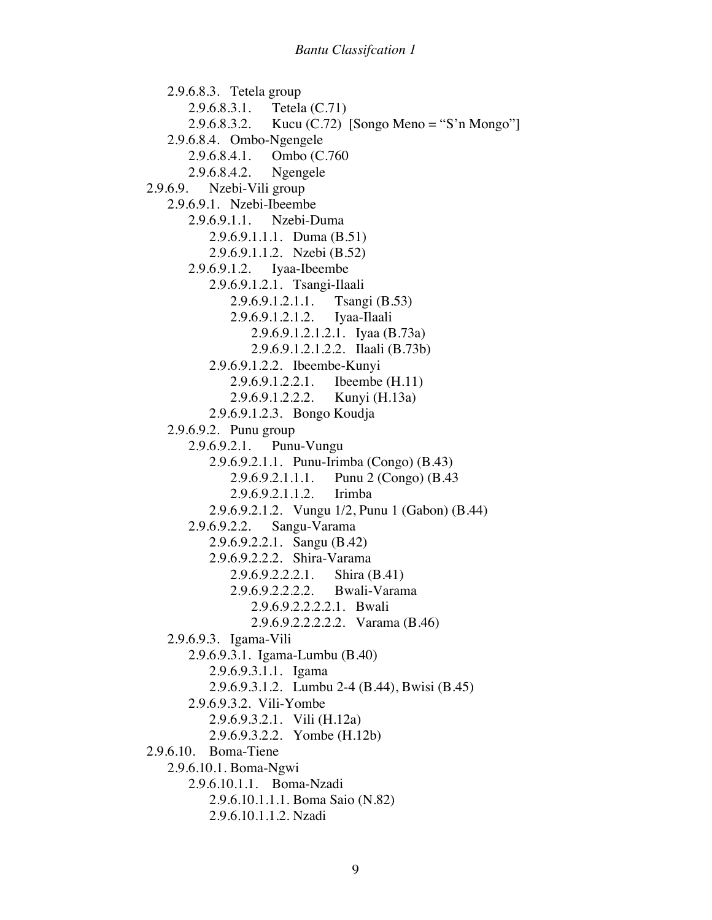- 2.9.6.8.3. Tetela group
  - 2.9.6.8.3.1. Tetela (C.71)
  - 2.9.6.8.3.2. Kucu (C.72) [Songo Meno = “S’n Mongo”]
- 2.9.6.8.4. Ombo-Ngengele
  - 2.9.6.8.4.1. Ombo (C.760
  - 2.9.6.8.4.2. Ngengele

- 2.9.6.9. Nzebi-Vili group
  - 2.9.6.9.1. Nzebi-Ibeembe
    - 2.9.6.9.1.1. Nzebi-Duma
      - 2.9.6.9.1.1.1. Duma (B.51)
      - 2.9.6.9.1.1.2. Nzebi (B.52)
    - 2.9.6.9.1.2. Iyaa-Ibeembe
      - 2.9.6.9.1.2.1. Tsangi-Ilaali
        - 2.9.6.9.1.2.1.1. Tsangi (B.53)
        - 2.9.6.9.1.2.1.2. Iyaa-Ilaali
          - 2.9.6.9.1.2.1.2.1. Iyaa (B.73a)
          - 2.9.6.9.1.2.1.2.2. Ilaali (B.73b)
      - 2.9.6.9.1.2.2. Ibeembe-Kunyi
        - 2.9.6.9.1.2.2.1. Ibeembe (H.11)
        - 2.9.6.9.1.2.2.2. Kunyi (H.13a)
      - 2.9.6.9.1.2.3. Bongo Koudja
  - 2.9.6.9.2. Punu group
    - 2.9.6.9.2.1. Punu-Vungu
      - 2.9.6.9.2.1.1. Punu-Irimba (Congo) (B.43)
        - 2.9.6.9.2.1.1.1. Punu 2 (Congo) (B.43
        - 2.9.6.9.2.1.1.2. Irimba
      - 2.9.6.9.2.1.2. Vungu 1/2, Punu 1 (Gabon) (B.44)
    - 2.9.6.9.2.2. Sangu-Varama
      - 2.9.6.9.2.2.1. Sangu (B.42)
      - 2.9.6.9.2.2.2. Shira-Varama
        - 2.9.6.9.2.2.2.1. Shira (B.41)
        - 2.9.6.9.2.2.2.2. Bwali-Varama
          - 2.9.6.9.2.2.2.2.1. Bwali
          - 2.9.6.9.2.2.2.2.2. Varama (B.46)
  - 2.9.6.9.3. Igama-Vili
    - 2.9.6.9.3.1. Igama-Lumbu (B.40)
      - 2.9.6.9.3.1.1. Igama
      - 2.9.6.9.3.1.2. Lumbu 2-4 (B.44), Bwisi (B.45)
    - 2.9.6.9.3.2. Vili-Yombe
      - 2.9.6.9.3.2.1. Vili (H.12a)
      - 2.9.6.9.3.2.2. Yombe (H.12b)

- 2.9.6.10. Boma-Tiene
  - 2.9.6.10.1. Boma-Ngwi
    - 2.9.6.10.1.1. Boma-Nzadi
      - 2.9.6.10.1.1.1. Boma Saio (N.82)
      - 2.9.6.10.1.1.2. Nzadi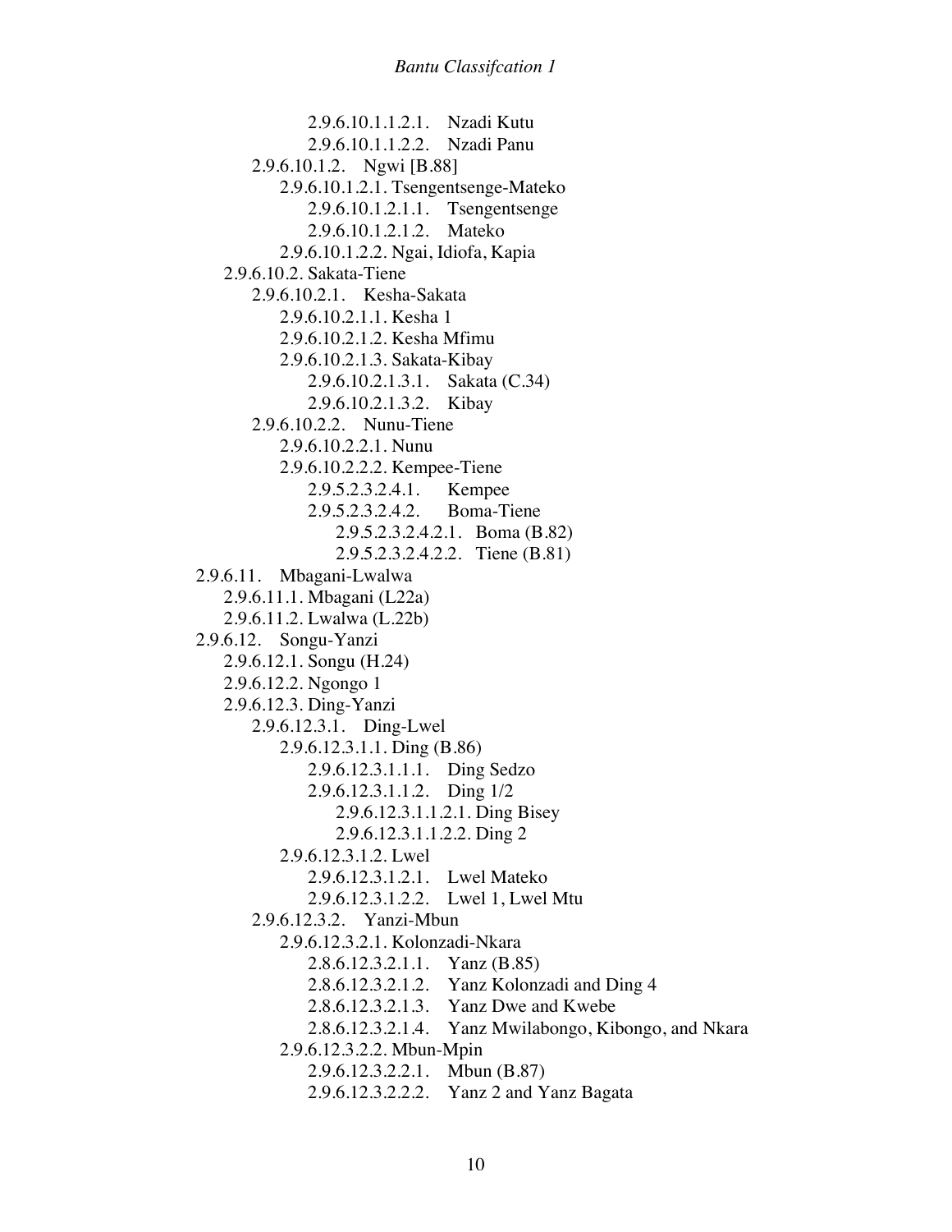- 2.9.6.10.1.1.2.1. Nzadi Kutu
- 2.9.6.10.1.1.2.2. Nzadi Panu
- 2.9.6.10.1.2. Ngwi [B.88]
  - 2.9.6.10.1.2.1. Tsengentsenge-Mateko
    - 2.9.6.10.1.2.1.1. Tsengentsenge
    - 2.9.6.10.1.2.1.2. Mateko
  - 2.9.6.10.1.2.2. Ngai, Idiofa, Kapia
- 2.9.6.10.2. Sakata-Tiene
  - 2.9.6.10.2.1. Kesha-Sakata
    - 2.9.6.10.2.1.1. Kesha 1
    - 2.9.6.10.2.1.2. Kesha Mfimu
    - 2.9.6.10.2.1.3. Sakata-Kibay
      - 2.9.6.10.2.1.3.1. Sakata (C.34)
      - 2.9.6.10.2.1.3.2. Kibay
  - 2.9.6.10.2.2. Nunu-Tiene
    - 2.9.6.10.2.2.1. Nunu
    - 2.9.6.10.2.2.2. Kempee-Tiene
      - 2.9.5.2.3.2.4.1. Kempee
      - 2.9.5.2.3.2.4.2. Boma-Tiene
        - 2.9.5.2.3.2.4.2.1. Boma (B.82)
        - 2.9.5.2.3.2.4.2.2. Tiene (B.81)
- 2.9.6.11. Mbagani-Lwalwa
  - 2.9.6.11.1. Mbagani (L22a)
  - 2.9.6.11.2. Lwalwa (L.22b)
- 2.9.6.12. Songu-Yanzi
  - 2.9.6.12.1. Songu (H.24)
  - 2.9.6.12.2. Ngongo 1
  - 2.9.6.12.3. Ding-Yanzi
    - 2.9.6.12.3.1. Ding-Lwel
      - 2.9.6.12.3.1.1. Ding (B.86)
        - 2.9.6.12.3.1.1.1. Ding Sedzo
        - 2.9.6.12.3.1.1.2. Ding 1/2
          - 2.9.6.12.3.1.1.2.1. Ding Bisey
          - 2.9.6.12.3.1.1.2.2. Ding 2
      - 2.9.6.12.3.1.2. Lwel
        - 2.9.6.12.3.1.2.1. Lwel Mateko
        - 2.9.6.12.3.1.2.2. Lwel 1, Lwel Mtu
    - 2.9.6.12.3.2. Yanzi-Mbun
      - 2.9.6.12.3.2.1. Kolonzadi-Nkara
        - 2.8.6.12.3.2.1.1. Yanz (B.85)
        - 2.8.6.12.3.2.1.2. Yanz Kolonzadi and Ding 4
        - 2.8.6.12.3.2.1.3. Yanz Dwe and Kwebe
        - 2.8.6.12.3.2.1.4. Yanz Mwilabongo, Kibongo, and Nkara
      - 2.9.6.12.3.2.2. Mbun-Mpin
        - 2.9.6.12.3.2.2.1. Mbun (B.87)
        - 2.9.6.12.3.2.2.2. Yanz 2 and Yanz Bagata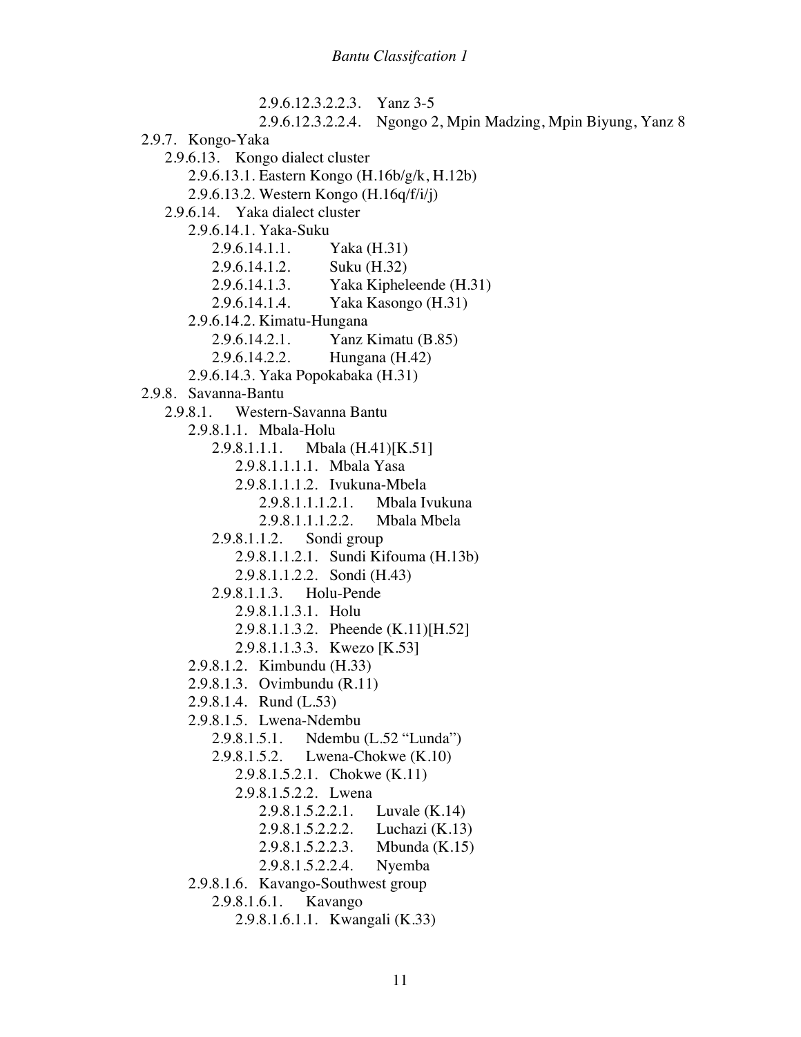2.9.6.12.3.2.2.3. Yanz 3-5
2.9.6.12.3.2.2.4. Ngongo 2, Mpin Madzing, Mpin Biyung, Yanz 8

- 2.9.7. Kongo-Yaka
  - 2.9.6.13. Kongo dialect cluster
    - 2.9.6.13.1. Eastern Kongo (H.16b/g/k, H.12b)
    - 2.9.6.13.2. Western Kongo (H.16q/f/i/j)
  - 2.9.6.14. Yaka dialect cluster
    - 2.9.6.14.1. Yaka-Suku
      - 2.9.6.14.1.1. Yaka (H.31)
      - 2.9.6.14.1.2. Suku (H.32)
      - 2.9.6.14.1.3. Yaka Kipheleende (H.31)
      - 2.9.6.14.1.4. Yaka Kasongo (H.31)
    - 2.9.6.14.2. Kimatu-Hungana
      - 2.9.6.14.2.1. Yanz Kimatu (B.85)
      - 2.9.6.14.2.2. Hungana (H.42)
    - 2.9.6.14.3. Yaka Popokabaka (H.31)
- 2.9.8. Savanna-Bantu
  - 2.9.8.1. Western-Savanna Bantu
    - 2.9.8.1.1. Mbala-Holu
      - 2.9.8.1.1.1. Mbala (H.41)[K.51]
        - 2.9.8.1.1.1.1. Mbala Yasa
        - 2.9.8.1.1.1.2. Ivukuna-Mbela
          - 2.9.8.1.1.1.2.1. Mbala Ivukuna
          - 2.9.8.1.1.1.2.2. Mbala Mbela
      - 2.9.8.1.1.2. Sondi group
        - 2.9.8.1.1.2.1. Sundi Kifouma (H.13b)
        - 2.9.8.1.1.2.2. Sondi (H.43)
      - 2.9.8.1.1.3. Holu-Pende
        - 2.9.8.1.1.3.1. Holu
        - 2.9.8.1.1.3.2. Pheende (K.11)[H.52]
        - 2.9.8.1.1.3.3. Kwezo [K.53]
    - 2.9.8.1.2. Kimbundu (H.33)
    - 2.9.8.1.3. Ovimbundu (R.11)
    - 2.9.8.1.4. Rund (L.53)
    - 2.9.8.1.5. Lwena-Ndembu
      - 2.9.8.1.5.1. Ndembu (L.52 "Lunda")
      - 2.9.8.1.5.2. Lwena-Chokwe (K.10)
        - 2.9.8.1.5.2.1. Chokwe (K.11)
        - 2.9.8.1.5.2.2. Lwena
          - 2.9.8.1.5.2.2.1. Luvale (K.14)
          - 2.9.8.1.5.2.2.2. Luchazi (K.13)
          - 2.9.8.1.5.2.2.3. Mbunda (K.15)
          - 2.9.8.1.5.2.2.4. Nyemba
    - 2.9.8.1.6. Kavango-Southwest group
      - 2.9.8.1.6.1. Kavango
        - 2.9.8.1.6.1.1. Kwangali (K.33)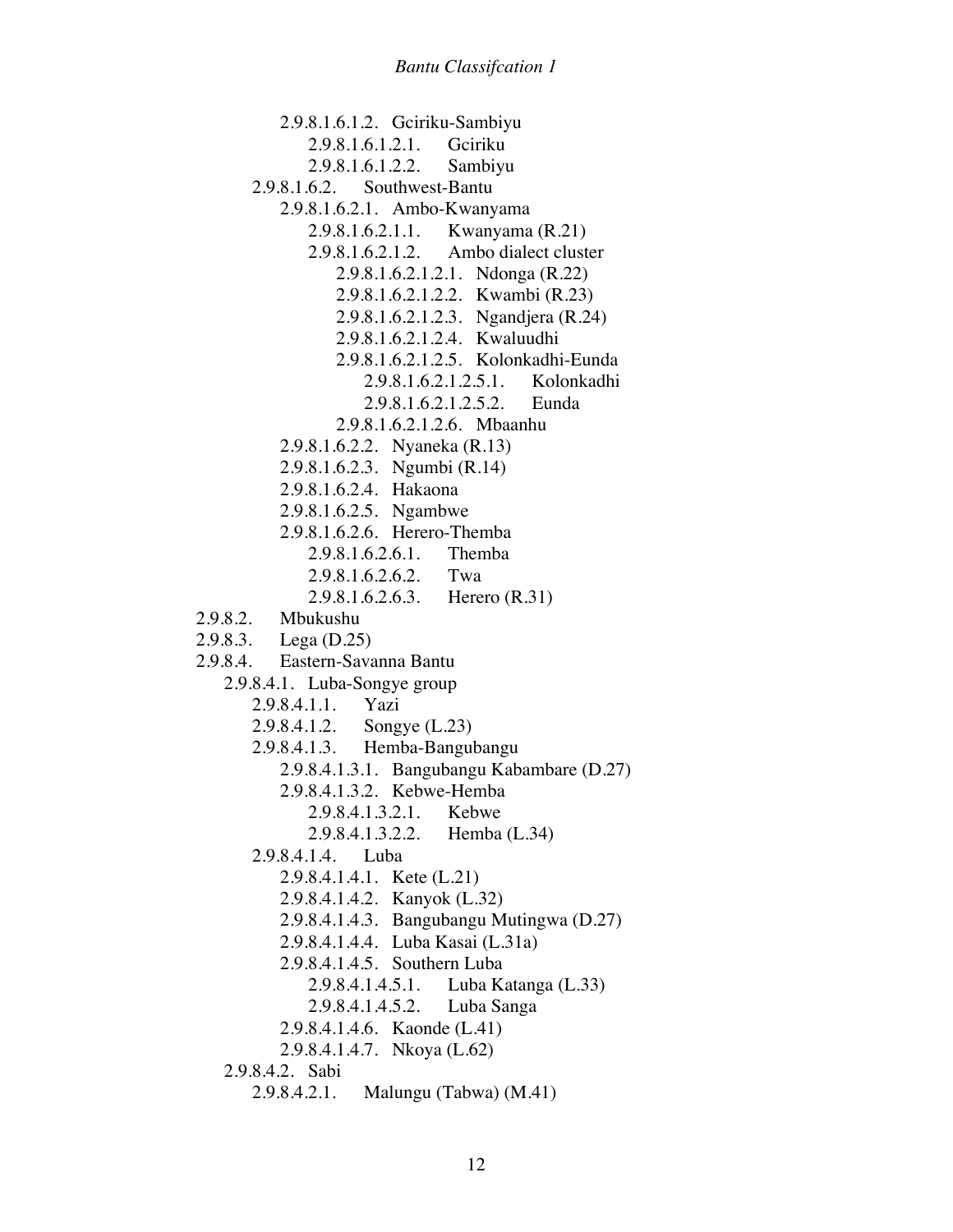- 2.9.8.1.6.1.2. Gciriku-Sambiyu
  - 2.9.8.1.6.1.2.1. Gciriku
  - 2.9.8.1.6.1.2.2. Sambiyu
- 2.9.8.1.6.2. Southwest-Bantu
  - 2.9.8.1.6.2.1. Ambo-Kwanyama
    - 2.9.8.1.6.2.1.1. Kwanyama (R.21)
    - 2.9.8.1.6.2.1.2. Ambo dialect cluster
      - 2.9.8.1.6.2.1.2.1. Ndonga (R.22)
      - 2.9.8.1.6.2.1.2.2. Kwambi (R.23)
      - 2.9.8.1.6.2.1.2.3. Ngandjera (R.24)
      - 2.9.8.1.6.2.1.2.4. Kwaluudhi
      - 2.9.8.1.6.2.1.2.5. Kolonkadhi-Eunda
        - 2.9.8.1.6.2.1.2.5.1. Kolonkadhi
        - 2.9.8.1.6.2.1.2.5.2. Eunda
      - 2.9.8.1.6.2.1.2.6. Mbaanhu
  - 2.9.8.1.6.2.2. Nyaneka (R.13)
  - 2.9.8.1.6.2.3. Ngumbi (R.14)
  - 2.9.8.1.6.2.4. Hakaona
  - 2.9.8.1.6.2.5. Ngambwe
  - 2.9.8.1.6.2.6. Herero-Themba
    - 2.9.8.1.6.2.6.1. Themba
    - 2.9.8.1.6.2.6.2. Twa
    - 2.9.8.1.6.2.6.3. Herero (R.31)
- 2.9.8.2. Mbukushu
- 2.9.8.3. Lega (D.25)
- 2.9.8.4. Eastern-Savanna Bantu
  - 2.9.8.4.1. Luba-Songye group
    - 2.9.8.4.1.1. Yazi
    - 2.9.8.4.1.2. Songye (L.23)
    - 2.9.8.4.1.3. Hemba-Bangubangu
      - 2.9.8.4.1.3.1. Bangubangu Kabambare (D.27)
      - 2.9.8.4.1.3.2. Kebwe-Hemba
        - 2.9.8.4.1.3.2.1. Kebwe
        - 2.9.8.4.1.3.2.2. Hemba (L.34)
    - 2.9.8.4.1.4. Luba
      - 2.9.8.4.1.4.1. Kete (L.21)
      - 2.9.8.4.1.4.2. Kanyok (L.32)
      - 2.9.8.4.1.4.3. Bangubangu Mutingwa (D.27)
      - 2.9.8.4.1.4.4. Luba Kasai (L.31a)
      - 2.9.8.4.1.4.5. Southern Luba
        - 2.9.8.4.1.4.5.1. Luba Katanga (L.33)
        - 2.9.8.4.1.4.5.2. Luba Sanga
      - 2.9.8.4.1.4.6. Kaonde (L.41)
      - 2.9.8.4.1.4.7. Nkoya (L.62)
  - 2.9.8.4.2. Sabi
    - 2.9.8.4.2.1. Malungu (Tabwa) (M.41)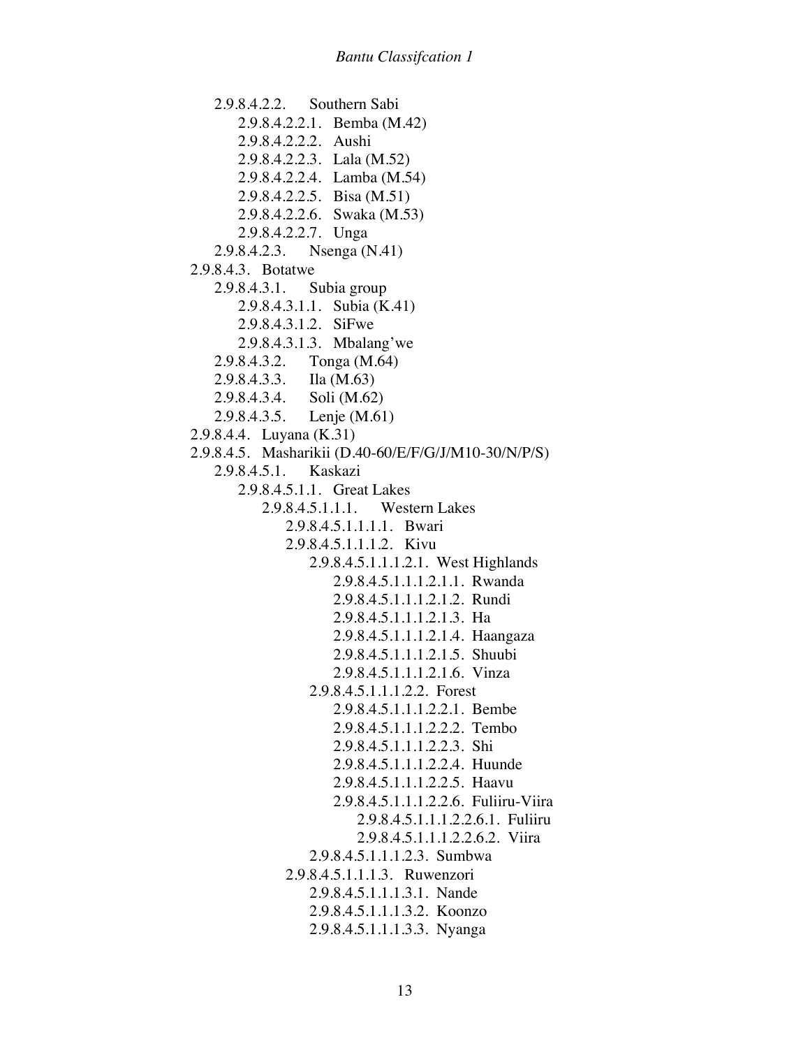- 2.9.8.4.2.2. Southern Sabi
    - 2.9.8.4.2.2.1. Bemba (M.42)
    - 2.9.8.4.2.2.2. Aushi
    - 2.9.8.4.2.2.3. Lala (M.52)
    - 2.9.8.4.2.2.4. Lamba (M.54)
    - 2.9.8.4.2.2.5. Bisa (M.51)
    - 2.9.8.4.2.2.6. Swaka (M.53)
    - 2.9.8.4.2.2.7. Unga
- 2.9.8.4.2.3. Nsenga (N.41)

- 2.9.8.4.3. Botatwe
    - 2.9.8.4.3.1. Subia group
        - 2.9.8.4.3.1.1. Subia (K.41)
        - 2.9.8.4.3.1.2. SiFwe
        - 2.9.8.4.3.1.3. Mbalang'we
    - 2.9.8.4.3.2. Tonga (M.64)
    - 2.9.8.4.3.3. Ila (M.63)
    - 2.9.8.4.3.4. Soli (M.62)
    - 2.9.8.4.3.5. Lenje (M.61)
- 2.9.8.4.4. Luyana (K.31)
- 2.9.8.4.5. Masharikii (D.40-60/E/F/G/J/M10-30/N/P/S)
    - 2.9.8.4.5.1. Kaskazi
        - 2.9.8.4.5.1.1. Great Lakes
            - 2.9.8.4.5.1.1.1. Western Lakes
                - 2.9.8.4.5.1.1.1.1. Bwari
                - 2.9.8.4.5.1.1.1.2. Kivu
                    - 2.9.8.4.5.1.1.1.2.1. West Highlands
                        - 2.9.8.4.5.1.1.1.2.1.1. Rwanda
                        - 2.9.8.4.5.1.1.1.2.1.2. Rundi
                        - 2.9.8.4.5.1.1.1.2.1.3. Ha
                        - 2.9.8.4.5.1.1.1.2.1.4. Haangaza
                        - 2.9.8.4.5.1.1.1.2.1.5. Shuubi
                        - 2.9.8.4.5.1.1.1.2.1.6. Vinza
                    - 2.9.8.4.5.1.1.1.2.2. Forest
                        - 2.9.8.4.5.1.1.1.2.2.1. Bembe
                        - 2.9.8.4.5.1.1.1.2.2.2. Tembo
                        - 2.9.8.4.5.1.1.1.2.2.3. Shi
                        - 2.9.8.4.5.1.1.1.2.2.4. Huunde
                        - 2.9.8.4.5.1.1.1.2.2.5. Haavu
                        - 2.9.8.4.5.1.1.1.2.2.6. Fuliiru-Viira
                            - 2.9.8.4.5.1.1.1.2.2.6.1. Fuliiru
                            - 2.9.8.4.5.1.1.1.2.2.6.2. Viira
                    - 2.9.8.4.5.1.1.1.2.3. Sumbwa
                - 2.9.8.4.5.1.1.1.3. Ruwenzori
                    - 2.9.8.4.5.1.1.1.3.1. Nande
                    - 2.9.8.4.5.1.1.1.3.2. Koonzo
                    - 2.9.8.4.5.1.1.1.3.3. Nyanga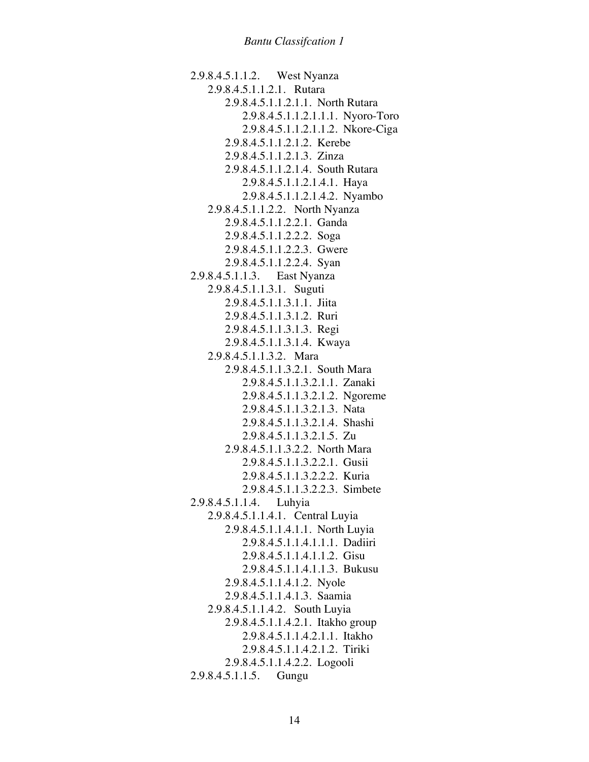- 2.9.8.4.5.1.1.2. West Nyanza
  - 2.9.8.4.5.1.1.2.1. Rutara
    - 2.9.8.4.5.1.1.2.1.1. North Rutara
      - 2.9.8.4.5.1.1.2.1.1.1. Nyoro-Toro
      - 2.9.8.4.5.1.1.2.1.1.2. Nkore-Ciga
    - 2.9.8.4.5.1.1.2.1.2. Kerebe
    - 2.9.8.4.5.1.1.2.1.3. Zinza
    - 2.9.8.4.5.1.1.2.1.4. South Rutara
      - 2.9.8.4.5.1.1.2.1.4.1. Haya
      - 2.9.8.4.5.1.1.2.1.4.2. Nyambo
  - 2.9.8.4.5.1.1.2.2. North Nyanza
    - 2.9.8.4.5.1.1.2.2.1. Ganda
    - 2.9.8.4.5.1.1.2.2.2. Soga
    - 2.9.8.4.5.1.1.2.2.3. Gwere
    - 2.9.8.4.5.1.1.2.2.4. Syan
- 2.9.8.4.5.1.1.3. East Nyanza
  - 2.9.8.4.5.1.1.3.1. Suguti
    - 2.9.8.4.5.1.1.3.1.1. Jiita
    - 2.9.8.4.5.1.1.3.1.2. Ruri
    - 2.9.8.4.5.1.1.3.1.3. Regi
    - 2.9.8.4.5.1.1.3.1.4. Kwaya
  - 2.9.8.4.5.1.1.3.2. Mara
    - 2.9.8.4.5.1.1.3.2.1. South Mara
      - 2.9.8.4.5.1.1.3.2.1.1. Zanaki
      - 2.9.8.4.5.1.1.3.2.1.2. Ngoreme
      - 2.9.8.4.5.1.1.3.2.1.3. Nata
      - 2.9.8.4.5.1.1.3.2.1.4. Shashi
      - 2.9.8.4.5.1.1.3.2.1.5. Zu
    - 2.9.8.4.5.1.1.3.2.2. North Mara
      - 2.9.8.4.5.1.1.3.2.2.1. Gusii
      - 2.9.8.4.5.1.1.3.2.2.2. Kuria
      - 2.9.8.4.5.1.1.3.2.2.3. Simbete
- 2.9.8.4.5.1.1.4. Luhyia
  - 2.9.8.4.5.1.1.4.1. Central Luyia
    - 2.9.8.4.5.1.1.4.1.1. North Luyia
      - 2.9.8.4.5.1.1.4.1.1.1. Dadiiri
      - 2.9.8.4.5.1.1.4.1.1.2. Gisu
      - 2.9.8.4.5.1.1.4.1.1.3. Bukusu
    - 2.9.8.4.5.1.1.4.1.2. Nyole
    - 2.9.8.4.5.1.1.4.1.3. Saamia
  - 2.9.8.4.5.1.1.4.2. South Luyia
    - 2.9.8.4.5.1.1.4.2.1. Itakho group
      - 2.9.8.4.5.1.1.4.2.1.1. Itakho
      - 2.9.8.4.5.1.1.4.2.1.2. Tiriki
    - 2.9.8.4.5.1.1.4.2.2. Logooli
- 2.9.8.4.5.1.1.5. Gungu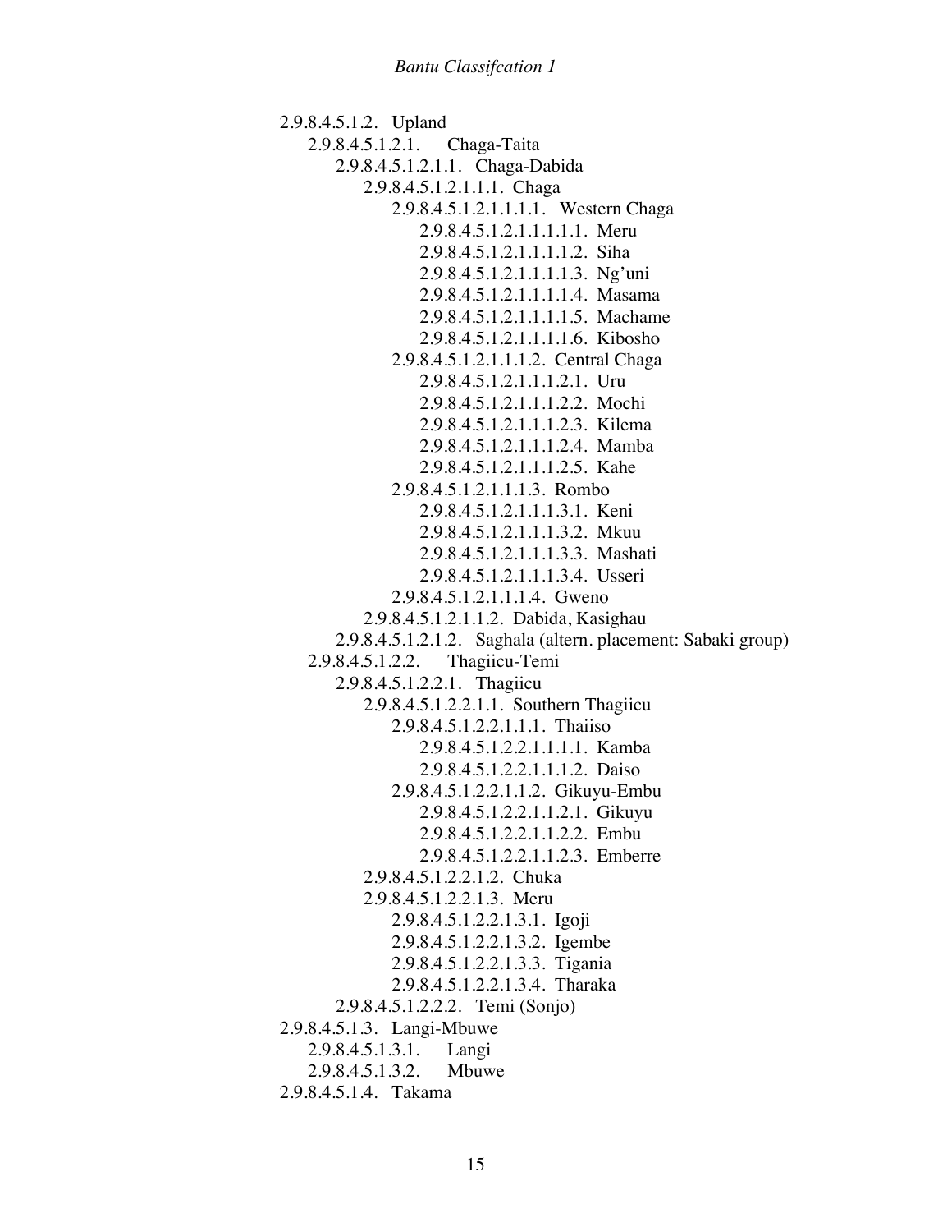2.9.8.4.5.1.2. Upland
- 2.9.8.4.5.1.2.1. Chaga-Taita
  - 2.9.8.4.5.1.2.1.1. Chaga-Dabida
    - 2.9.8.4.5.1.2.1.1.1. Chaga
      - 2.9.8.4.5.1.2.1.1.1.1. Western Chaga
        - 2.9.8.4.5.1.2.1.1.1.1.1. Meru
        - 2.9.8.4.5.1.2.1.1.1.1.2. Siha
        - 2.9.8.4.5.1.2.1.1.1.1.3. Ng'uni
        - 2.9.8.4.5.1.2.1.1.1.1.4. Masama
        - 2.9.8.4.5.1.2.1.1.1.1.5. Machame
        - 2.9.8.4.5.1.2.1.1.1.1.6. Kibosho
      - 2.9.8.4.5.1.2.1.1.1.2. Central Chaga
        - 2.9.8.4.5.1.2.1.1.1.2.1. Uru
        - 2.9.8.4.5.1.2.1.1.1.2.2. Mochi
        - 2.9.8.4.5.1.2.1.1.1.2.3. Kilema
        - 2.9.8.4.5.1.2.1.1.1.2.4. Mamba
        - 2.9.8.4.5.1.2.1.1.1.2.5. Kahe
      - 2.9.8.4.5.1.2.1.1.1.3. Rombo
        - 2.9.8.4.5.1.2.1.1.1.3.1. Keni
        - 2.9.8.4.5.1.2.1.1.1.3.2. Mkuu
        - 2.9.8.4.5.1.2.1.1.1.3.3. Mashati
        - 2.9.8.4.5.1.2.1.1.1.3.4. Usseri
      - 2.9.8.4.5.1.2.1.1.1.4. Gweno
    - 2.9.8.4.5.1.2.1.1.2. Dabida, Kasighau
  - 2.9.8.4.5.1.2.1.2. Saghala (altern. placement: Sabaki group)
- 2.9.8.4.5.1.2.2. Thagiicu-Temi
  - 2.9.8.4.5.1.2.2.1. Thagiicu
    - 2.9.8.4.5.1.2.2.1.1. Southern Thagiicu
      - 2.9.8.4.5.1.2.2.1.1.1. Thaiiso
        - 2.9.8.4.5.1.2.2.1.1.1.1. Kamba
        - 2.9.8.4.5.1.2.2.1.1.1.2. Daiso
      - 2.9.8.4.5.1.2.2.1.1.2. Gikuyu-Embu
        - 2.9.8.4.5.1.2.2.1.1.2.1. Gikuyu
        - 2.9.8.4.5.1.2.2.1.1.2.2. Embu
        - 2.9.8.4.5.1.2.2.1.1.2.3. Emberre
    - 2.9.8.4.5.1.2.2.1.2. Chuka
    - 2.9.8.4.5.1.2.2.1.3. Meru
      - 2.9.8.4.5.1.2.2.1.3.1. Igoji
      - 2.9.8.4.5.1.2.2.1.3.2. Igembe
      - 2.9.8.4.5.1.2.2.1.3.3. Tigania
      - 2.9.8.4.5.1.2.2.1.3.4. Tharaka
  - 2.9.8.4.5.1.2.2.2. Temi (Sonjo)

2.9.8.4.5.1.3. Langi-Mbuwe
- 2.9.8.4.5.1.3.1. Langi
- 2.9.8.4.5.1.3.2. Mbuwe

2.9.8.4.5.1.4. Takama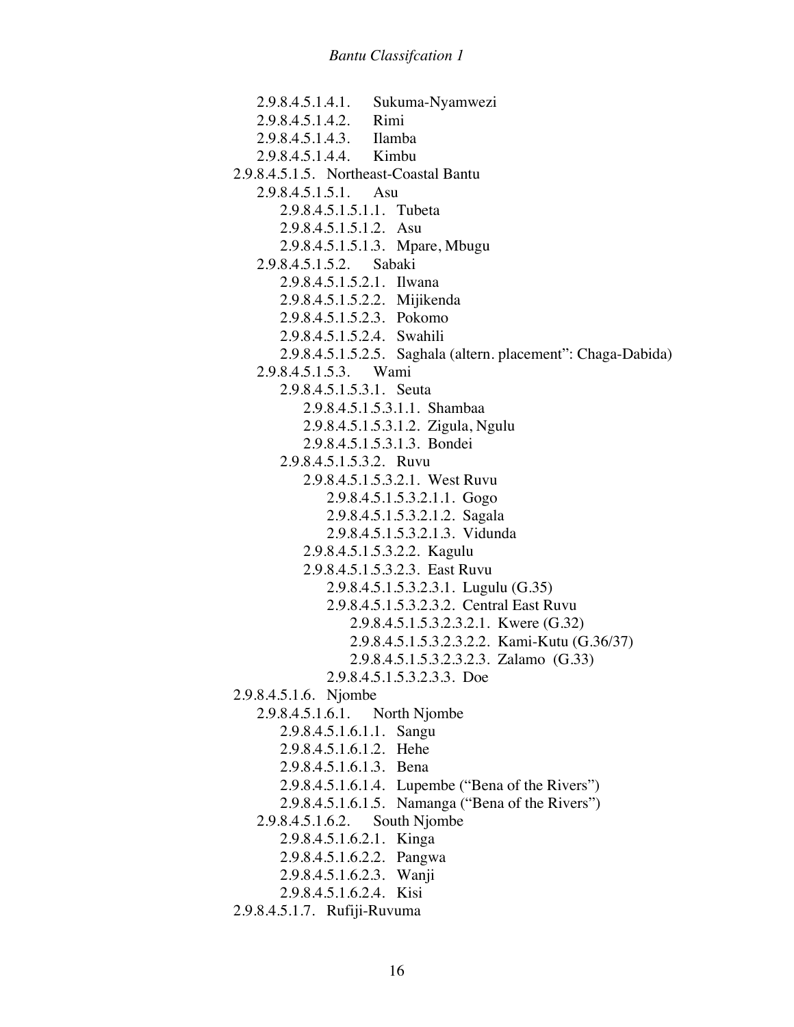- 2.9.8.4.5.1.4.1. Sukuma-Nyamwezi
- 2.9.8.4.5.1.4.2. Rimi
- 2.9.8.4.5.1.4.3. Ilamba
- 2.9.8.4.5.1.4.4. Kimbu

2.9.8.4.5.1.5. Northeast-Coastal Bantu

- 2.9.8.4.5.1.5.1. Asu
  - 2.9.8.4.5.1.5.1.1. Tubeta
  - 2.9.8.4.5.1.5.1.2. Asu
  - 2.9.8.4.5.1.5.1.3. Mpare, Mbugu
- 2.9.8.4.5.1.5.2. Sabaki
  - 2.9.8.4.5.1.5.2.1. Ilwana
  - 2.9.8.4.5.1.5.2.2. Mijikenda
  - 2.9.8.4.5.1.5.2.3. Pokomo
  - 2.9.8.4.5.1.5.2.4. Swahili
  - 2.9.8.4.5.1.5.2.5. Saghala (altern. placement": Chaga-Dabida)
- 2.9.8.4.5.1.5.3. Wami
  - 2.9.8.4.5.1.5.3.1. Seuta
    - 2.9.8.4.5.1.5.3.1.1. Shambaa
    - 2.9.8.4.5.1.5.3.1.2. Zigula, Ngulu
    - 2.9.8.4.5.1.5.3.1.3. Bondei
  - 2.9.8.4.5.1.5.3.2. Ruvu
    - 2.9.8.4.5.1.5.3.2.1. West Ruvu
      - 2.9.8.4.5.1.5.3.2.1.1. Gogo
      - 2.9.8.4.5.1.5.3.2.1.2. Sagala
      - 2.9.8.4.5.1.5.3.2.1.3. Vidunda
    - 2.9.8.4.5.1.5.3.2.2. Kagulu
    - 2.9.8.4.5.1.5.3.2.3. East Ruvu
      - 2.9.8.4.5.1.5.3.2.3.1. Lugulu (G.35)
      - 2.9.8.4.5.1.5.3.2.3.2. Central East Ruvu
        - 2.9.8.4.5.1.5.3.2.3.2.1. Kwere (G.32)
        - 2.9.8.4.5.1.5.3.2.3.2.2. Kami-Kutu (G.36/37)
        - 2.9.8.4.5.1.5.3.2.3.2.3. Zalamo (G.33)
      - 2.9.8.4.5.1.5.3.2.3.3. Doe

2.9.8.4.5.1.6. Njombe

- 2.9.8.4.5.1.6.1. North Njombe
  - 2.9.8.4.5.1.6.1.1. Sangu
  - 2.9.8.4.5.1.6.1.2. Hehe
  - 2.9.8.4.5.1.6.1.3. Bena
  - 2.9.8.4.5.1.6.1.4. Lupembe ("Bena of the Rivers")
  - 2.9.8.4.5.1.6.1.5. Namanga ("Bena of the Rivers")
- 2.9.8.4.5.1.6.2. South Njombe
  - 2.9.8.4.5.1.6.2.1. Kinga
  - 2.9.8.4.5.1.6.2.2. Pangwa
  - 2.9.8.4.5.1.6.2.3. Wanji
  - 2.9.8.4.5.1.6.2.4. Kisi

2.9.8.4.5.1.7. Rufiji-Ruvuma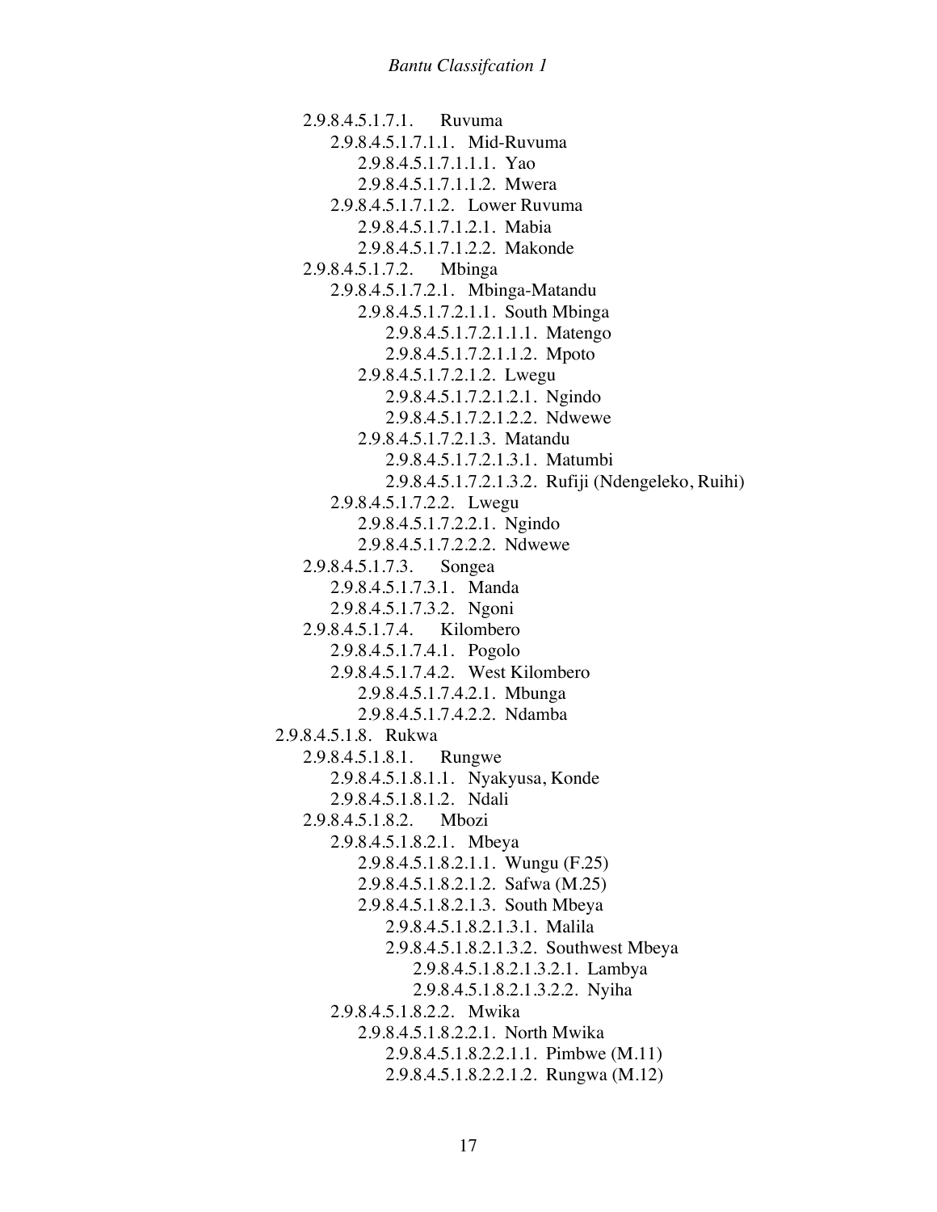- 2.9.8.4.5.1.7.1. Ruvuma
  - 2.9.8.4.5.1.7.1.1. Mid-Ruvuma
    - 2.9.8.4.5.1.7.1.1.1. Yao
    - 2.9.8.4.5.1.7.1.1.2. Mwera
  - 2.9.8.4.5.1.7.1.2. Lower Ruvuma
    - 2.9.8.4.5.1.7.1.2.1. Mabia
    - 2.9.8.4.5.1.7.1.2.2. Makonde
- 2.9.8.4.5.1.7.2. Mbinga
  - 2.9.8.4.5.1.7.2.1. Mbinga-Matandu
    - 2.9.8.4.5.1.7.2.1.1. South Mbinga
      - 2.9.8.4.5.1.7.2.1.1.1. Matengo
      - 2.9.8.4.5.1.7.2.1.1.2. Mpoto
    - 2.9.8.4.5.1.7.2.1.2. Lwegu
      - 2.9.8.4.5.1.7.2.1.2.1. Ngindo
      - 2.9.8.4.5.1.7.2.1.2.2. Ndwewe
    - 2.9.8.4.5.1.7.2.1.3. Matandu
      - 2.9.8.4.5.1.7.2.1.3.1. Matumbi
      - 2.9.8.4.5.1.7.2.1.3.2. Rufiji (Ndengeleko, Ruihi)
  - 2.9.8.4.5.1.7.2.2. Lwegu
    - 2.9.8.4.5.1.7.2.2.1. Ngindo
    - 2.9.8.4.5.1.7.2.2.2. Ndwewe
- 2.9.8.4.5.1.7.3. Songea
  - 2.9.8.4.5.1.7.3.1. Manda
  - 2.9.8.4.5.1.7.3.2. Ngoni
- 2.9.8.4.5.1.7.4. Kilombero
  - 2.9.8.4.5.1.7.4.1. Pogolo
  - 2.9.8.4.5.1.7.4.2. West Kilombero
    - 2.9.8.4.5.1.7.4.2.1. Mbunga
    - 2.9.8.4.5.1.7.4.2.2. Ndamba

2.9.8.4.5.1.8. Rukwa

- 2.9.8.4.5.1.8.1. Rungwe
  - 2.9.8.4.5.1.8.1.1. Nyakyusa, Konde
  - 2.9.8.4.5.1.8.1.2. Ndali
- 2.9.8.4.5.1.8.2. Mbozi
  - 2.9.8.4.5.1.8.2.1. Mbeya
    - 2.9.8.4.5.1.8.2.1.1. Wungu (F.25)
    - 2.9.8.4.5.1.8.2.1.2. Safwa (M.25)
    - 2.9.8.4.5.1.8.2.1.3. South Mbeya
      - 2.9.8.4.5.1.8.2.1.3.1. Malila
      - 2.9.8.4.5.1.8.2.1.3.2. Southwest Mbeya
        - 2.9.8.4.5.1.8.2.1.3.2.1. Lambya
        - 2.9.8.4.5.1.8.2.1.3.2.2. Nyiha
  - 2.9.8.4.5.1.8.2.2. Mwika
    - 2.9.8.4.5.1.8.2.2.1. North Mwika
      - 2.9.8.4.5.1.8.2.2.1.1. Pimbwe (M.11)
      - 2.9.8.4.5.1.8.2.2.1.2. Rungwa (M.12)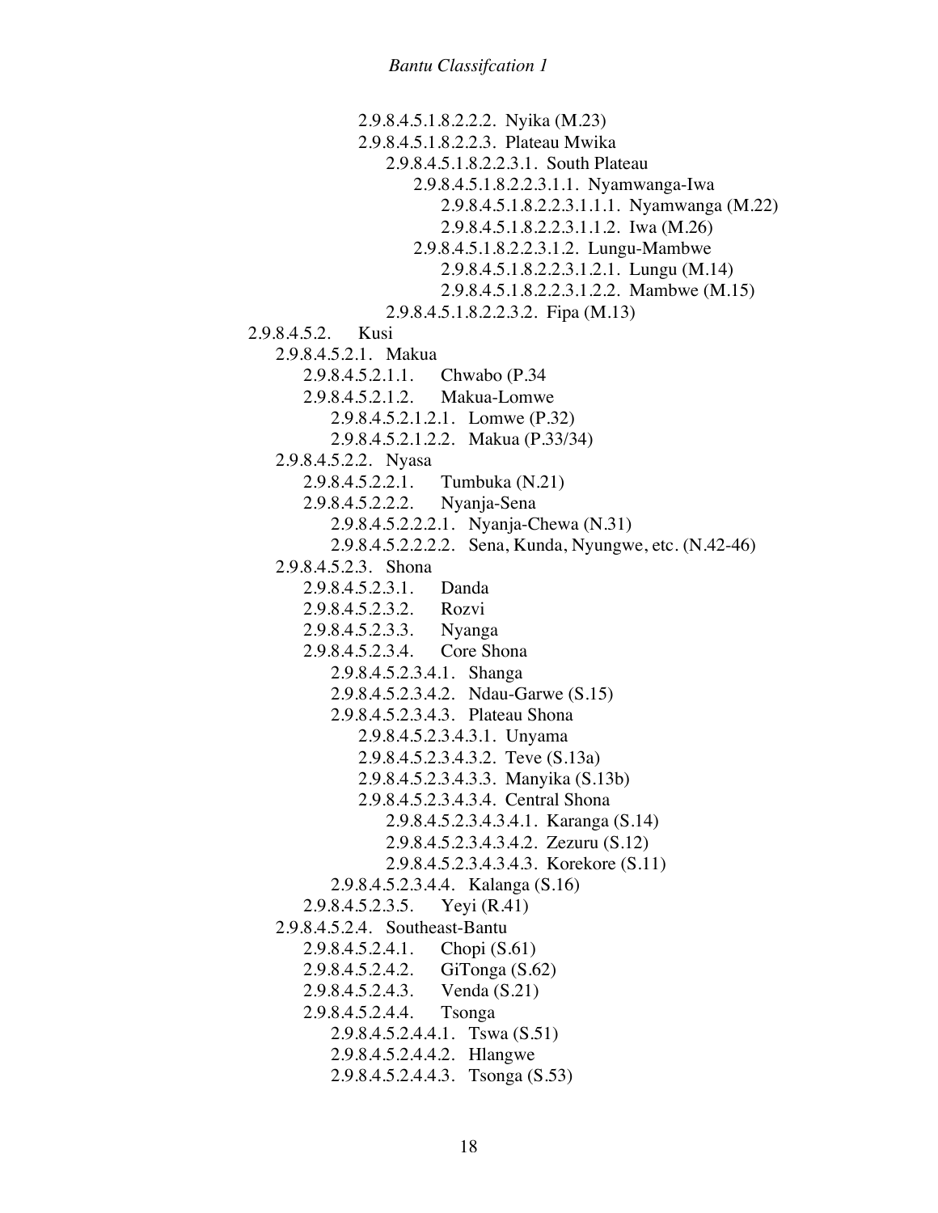- 2.9.8.4.5.1.8.2.2.2. Nyika (M.23)
- 2.9.8.4.5.1.8.2.2.3. Plateau Mwika
  - 2.9.8.4.5.1.8.2.2.3.1. South Plateau
    - 2.9.8.4.5.1.8.2.2.3.1.1. Nyamwanga-Iwa
      - 2.9.8.4.5.1.8.2.2.3.1.1.1. Nyamwanga (M.22)
      - 2.9.8.4.5.1.8.2.2.3.1.1.2. Iwa (M.26)
    - 2.9.8.4.5.1.8.2.2.3.1.2. Lungu-Mambwe
      - 2.9.8.4.5.1.8.2.2.3.1.2.1. Lungu (M.14)
      - 2.9.8.4.5.1.8.2.2.3.1.2.2. Mambwe (M.15)
  - 2.9.8.4.5.1.8.2.2.3.2. Fipa (M.13)

2.9.8.4.5.2. Kusi
- 2.9.8.4.5.2.1. Makua
  - 2.9.8.4.5.2.1.1. Chwabo (P.34
  - 2.9.8.4.5.2.1.2. Makua-Lomwe
    - 2.9.8.4.5.2.1.2.1. Lomwe (P.32)
    - 2.9.8.4.5.2.1.2.2. Makua (P.33/34)
- 2.9.8.4.5.2.2. Nyasa
  - 2.9.8.4.5.2.2.1. Tumbuka (N.21)
  - 2.9.8.4.5.2.2.2. Nyanja-Sena
    - 2.9.8.4.5.2.2.2.1. Nyanja-Chewa (N.31)
    - 2.9.8.4.5.2.2.2.2. Sena, Kunda, Nyungwe, etc. (N.42-46)
- 2.9.8.4.5.2.3. Shona
  - 2.9.8.4.5.2.3.1. Danda
  - 2.9.8.4.5.2.3.2. Rozvi
  - 2.9.8.4.5.2.3.3. Nyanga
  - 2.9.8.4.5.2.3.4. Core Shona
    - 2.9.8.4.5.2.3.4.1. Shanga
    - 2.9.8.4.5.2.3.4.2. Ndau-Garwe (S.15)
    - 2.9.8.4.5.2.3.4.3. Plateau Shona
      - 2.9.8.4.5.2.3.4.3.1. Unyama
      - 2.9.8.4.5.2.3.4.3.2. Teve (S.13a)
      - 2.9.8.4.5.2.3.4.3.3. Manyika (S.13b)
      - 2.9.8.4.5.2.3.4.3.4. Central Shona
        - 2.9.8.4.5.2.3.4.3.4.1. Karanga (S.14)
        - 2.9.8.4.5.2.3.4.3.4.2. Zezuru (S.12)
        - 2.9.8.4.5.2.3.4.3.4.3. Korekore (S.11)
    - 2.9.8.4.5.2.3.4.4. Kalanga (S.16)
  - 2.9.8.4.5.2.3.5. Yeyi (R.41)
- 2.9.8.4.5.2.4. Southeast-Bantu
  - 2.9.8.4.5.2.4.1. Chopi (S.61)
  - 2.9.8.4.5.2.4.2. GiTonga (S.62)
  - 2.9.8.4.5.2.4.3. Venda (S.21)
  - 2.9.8.4.5.2.4.4. Tsonga
    - 2.9.8.4.5.2.4.4.1. Tswa (S.51)
    - 2.9.8.4.5.2.4.4.2. Hlangwe
    - 2.9.8.4.5.2.4.4.3. Tsonga (S.53)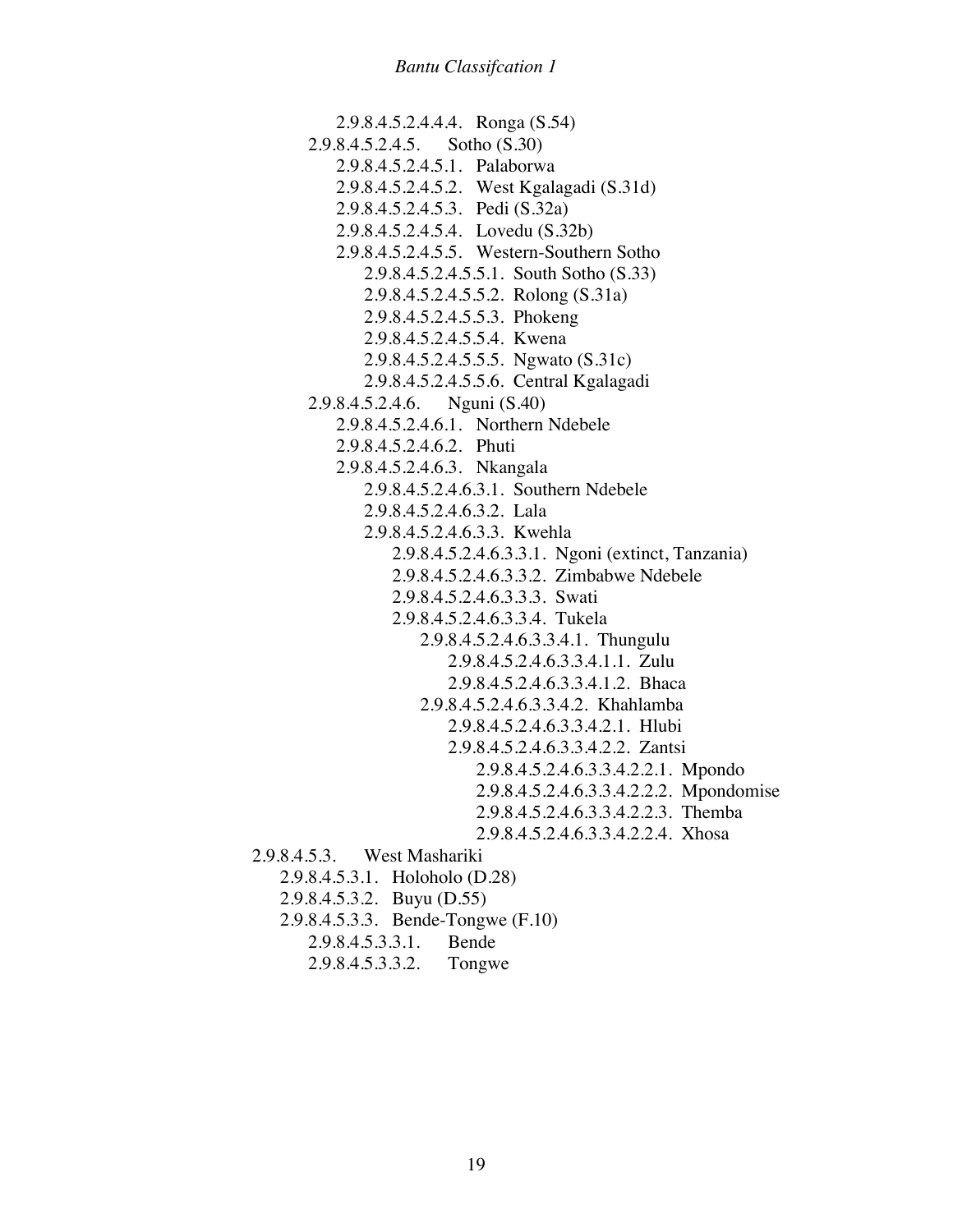- 2.9.8.4.5.2.4.4.4. Ronga (S.54)
- 2.9.8.4.5.2.4.5. Sotho (S.30)
  - 2.9.8.4.5.2.4.5.1. Palaborwa
  - 2.9.8.4.5.2.4.5.2. West Kgalagadi (S.31d)
  - 2.9.8.4.5.2.4.5.3. Pedi (S.32a)
  - 2.9.8.4.5.2.4.5.4. Lovedu (S.32b)
  - 2.9.8.4.5.2.4.5.5. Western-Southern Sotho
    - 2.9.8.4.5.2.4.5.5.1. South Sotho (S.33)
    - 2.9.8.4.5.2.4.5.5.2. Rolong (S.31a)
    - 2.9.8.4.5.2.4.5.5.3. Phokeng
    - 2.9.8.4.5.2.4.5.5.4. Kwena
    - 2.9.8.4.5.2.4.5.5.5. Ngwato (S.31c)
    - 2.9.8.4.5.2.4.5.5.6. Central Kgalagadi
- 2.9.8.4.5.2.4.6. Nguni (S.40)
  - 2.9.8.4.5.2.4.6.1. Northern Ndebele
  - 2.9.8.4.5.2.4.6.2. Phuti
  - 2.9.8.4.5.2.4.6.3. Nkangala
    - 2.9.8.4.5.2.4.6.3.1. Southern Ndebele
    - 2.9.8.4.5.2.4.6.3.2. Lala
    - 2.9.8.4.5.2.4.6.3.3. Kwehla
      - 2.9.8.4.5.2.4.6.3.3.1. Ngoni (extinct, Tanzania)
      - 2.9.8.4.5.2.4.6.3.3.2. Zimbabwe Ndebele
      - 2.9.8.4.5.2.4.6.3.3.3. Swati
      - 2.9.8.4.5.2.4.6.3.3.4. Tukela
        - 2.9.8.4.5.2.4.6.3.3.4.1. Thungulu
          - 2.9.8.4.5.2.4.6.3.3.4.1.1. Zulu
          - 2.9.8.4.5.2.4.6.3.3.4.1.2. Bhaca
        - 2.9.8.4.5.2.4.6.3.3.4.2. Khahlamba
          - 2.9.8.4.5.2.4.6.3.3.4.2.1. Hlubi
          - 2.9.8.4.5.2.4.6.3.3.4.2.2. Zantsi
            - 2.9.8.4.5.2.4.6.3.3.4.2.2.1. Mpondo
            - 2.9.8.4.5.2.4.6.3.3.4.2.2.2. Mpondomise
            - 2.9.8.4.5.2.4.6.3.3.4.2.2.3. Themba
            - 2.9.8.4.5.2.4.6.3.3.4.2.2.4. Xhosa

2.9.8.4.5.3. West Mashariki
- 2.9.8.4.5.3.1. Holoholo (D.28)
- 2.9.8.4.5.3.2. Buyu (D.55)
- 2.9.8.4.5.3.3. Bende-Tongwe (F.10)
  - 2.9.8.4.5.3.3.1. Bende
  - 2.9.8.4.5.3.3.2. Tongwe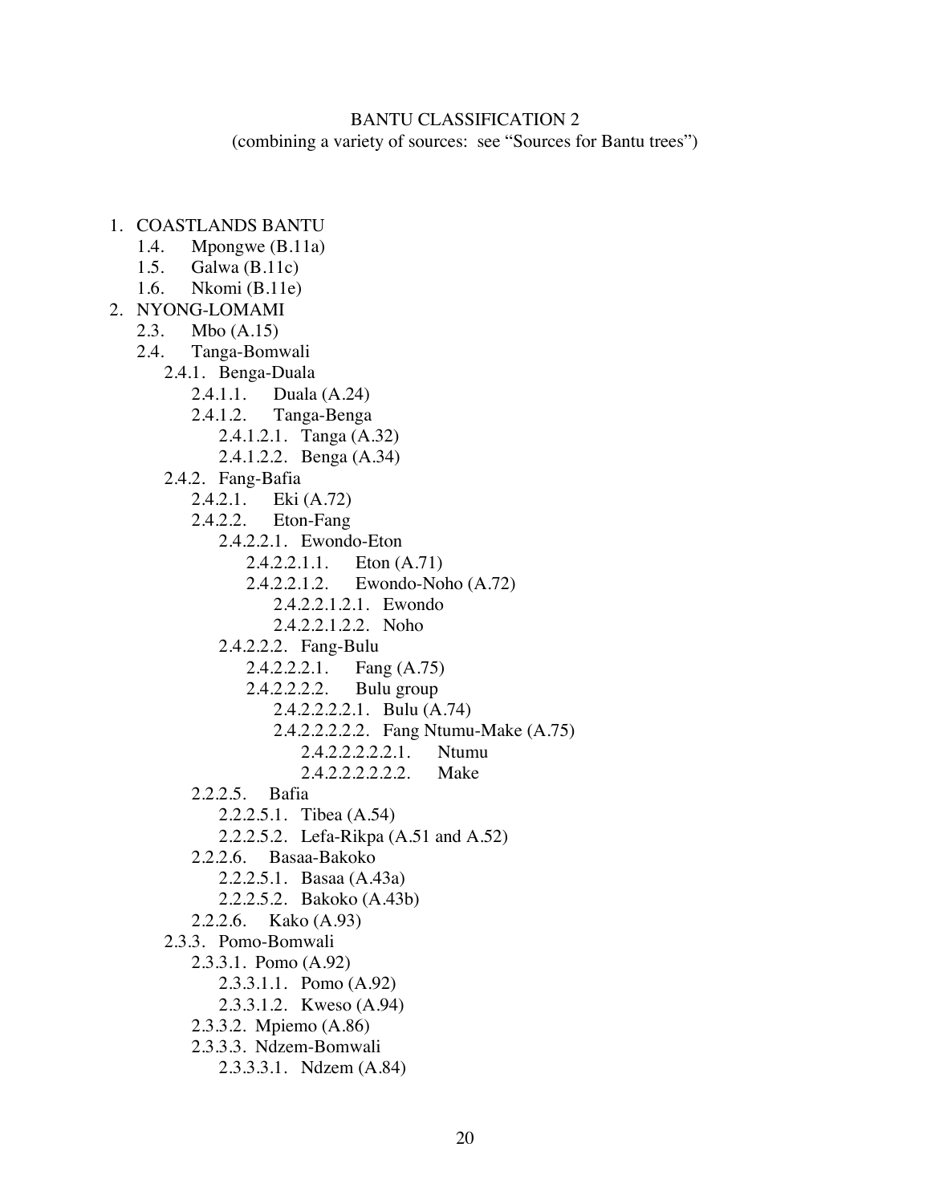BANTU CLASSIFICATION 2

(combining a variety of sources: see "Sources for Bantu trees")

1. COASTLANDS BANTU
   - 1.4. Mpongwe (B.11a)
   - 1.5. Galwa (B.11c)
   - 1.6. Nkomi (B.11e)
2. NYONG-LOMAMI
   - 2.3. Mbo (A.15)
   - 2.4. Tanga-Bomwali
     - 2.4.1. Benga-Duala
       - 2.4.1.1. Duala (A.24)
       - 2.4.1.2. Tanga-Benga
         - 2.4.1.2.1. Tanga (A.32)
         - 2.4.1.2.2. Benga (A.34)
     - 2.4.2. Fang-Bafia
       - 2.4.2.1. Eki (A.72)
       - 2.4.2.2. Eton-Fang
         - 2.4.2.2.1. Ewondo-Eton
           - 2.4.2.2.1.1. Eton (A.71)
           - 2.4.2.2.1.2. Ewondo-Noho (A.72)
             - 2.4.2.2.1.2.1. Ewondo
             - 2.4.2.2.1.2.2. Noho
         - 2.4.2.2.2. Fang-Bulu
           - 2.4.2.2.2.1. Fang (A.75)
           - 2.4.2.2.2.2. Bulu group
             - 2.4.2.2.2.2.1. Bulu (A.74)
             - 2.4.2.2.2.2.2. Fang Ntumu-Make (A.75)
               - 2.4.2.2.2.2.2.1. Ntumu
               - 2.4.2.2.2.2.2.2. Make
       - 2.2.2.5. Bafia
         - 2.2.2.5.1. Tibea (A.54)
         - 2.2.2.5.2. Lefa-Rikpa (A.51 and A.52)
       - 2.2.2.6. Basaa-Bakoko
         - 2.2.2.5.1. Basaa (A.43a)
         - 2.2.2.5.2. Bakoko (A.43b)
       - 2.2.2.6. Kako (A.93)
     - 2.3.3. Pomo-Bomwali
       - 2.3.3.1. Pomo (A.92)
         - 2.3.3.1.1. Pomo (A.92)
         - 2.3.3.1.2. Kweso (A.94)
       - 2.3.3.2. Mpiemo (A.86)
       - 2.3.3.3. Ndzem-Bomwali
         - 2.3.3.3.1. Ndzem (A.84)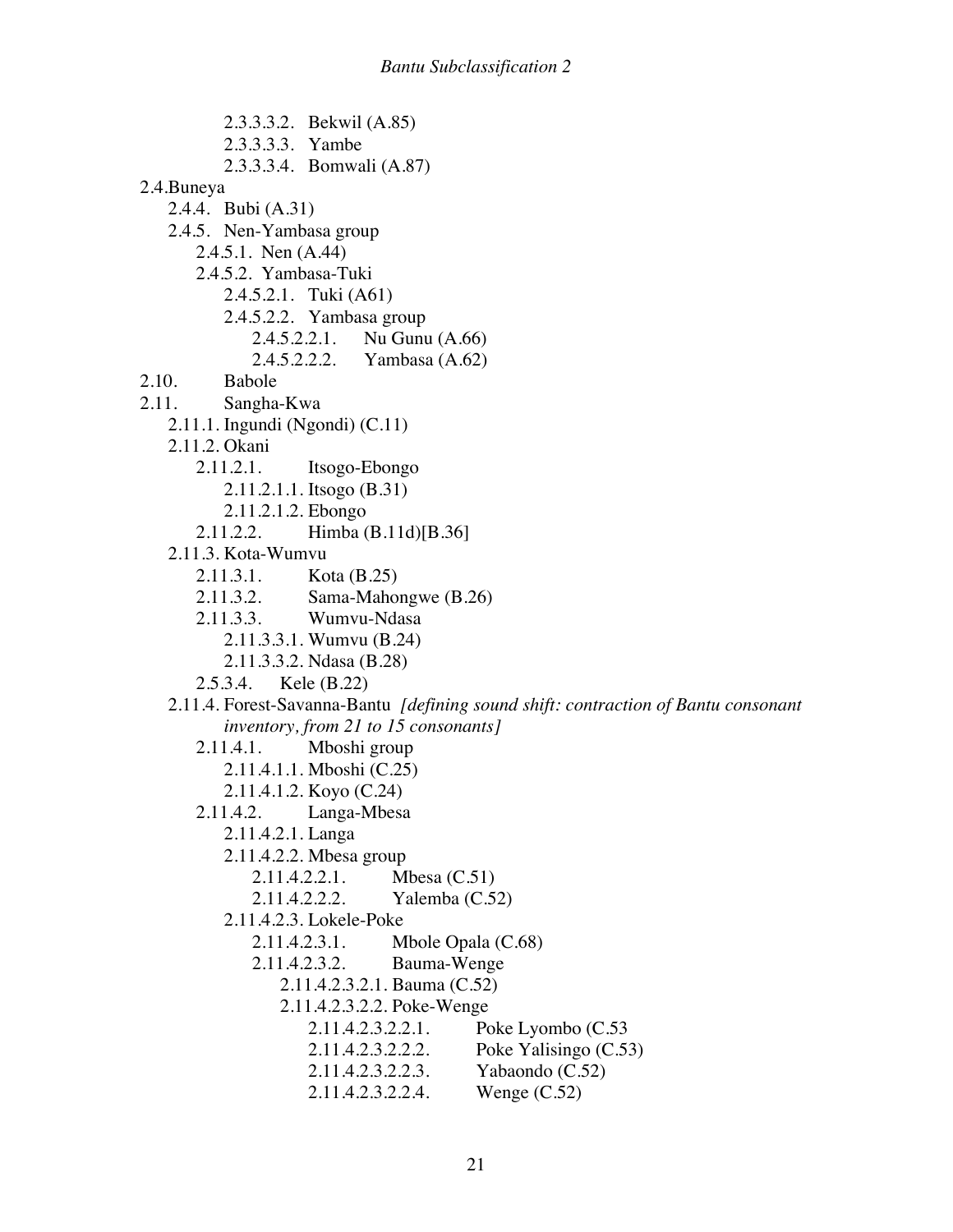- 2.3.3.3.2. Bekwil (A.85)
- 2.3.3.3.3. Yambe
- 2.3.3.3.4. Bomwali (A.87)

2.4.Buneya

- 2.4.4. Bubi (A.31)
- 2.4.5. Nen-Yambasa group
  - 2.4.5.1. Nen (A.44)
  - 2.4.5.2. Yambasa-Tuki
    - 2.4.5.2.1. Tuki (A61)
    - 2.4.5.2.2. Yambasa group
      - 2.4.5.2.2.1. Nu Gunu (A.66)
      - 2.4.5.2.2.2. Yambasa (A.62)

2.10. Babole

2.11. Sangha-Kwa

- 2.11.1. Ingundi (Ngondi) (C.11)
- 2.11.2. Okani
  - 2.11.2.1. Itsogo-Ebongo
    - 2.11.2.1.1. Itsogo (B.31)
    - 2.11.2.1.2. Ebongo
  - 2.11.2.2. Himba (B.11d)[B.36]
- 2.11.3. Kota-Wumvu
  - 2.11.3.1. Kota (B.25)
  - 2.11.3.2. Sama-Mahongwe (B.26)
  - 2.11.3.3. Wumvu-Ndasa
    - 2.11.3.3.1. Wumvu (B.24)
    - 2.11.3.3.2. Ndasa (B.28)
  - 2.5.3.4. Kele (B.22)
- 2.11.4. Forest-Savanna-Bantu *[defining sound shift: contraction of Bantu consonant inventory, from 21 to 15 consonants]*
  - 2.11.4.1. Mboshi group
    - 2.11.4.1.1. Mboshi (C.25)
    - 2.11.4.1.2. Koyo (C.24)
  - 2.11.4.2. Langa-Mbesa
    - 2.11.4.2.1. Langa
    - 2.11.4.2.2. Mbesa group
      - 2.11.4.2.2.1. Mbesa (C.51)
      - 2.11.4.2.2.2. Yalemba (C.52)
    - 2.11.4.2.3. Lokele-Poke
      - 2.11.4.2.3.1. Mbole Opala (C.68)
      - 2.11.4.2.3.2. Bauma-Wenge
        - 2.11.4.2.3.2.1. Bauma (C.52)
        - 2.11.4.2.3.2.2. Poke-Wenge
          - 2.11.4.2.3.2.2.1. Poke Lyombo (C.53
          - 2.11.4.2.3.2.2.2. Poke Yalisingo (C.53)
          - 2.11.4.2.3.2.2.3. Yabaondo (C.52)
          - 2.11.4.2.3.2.2.4. Wenge (C.52)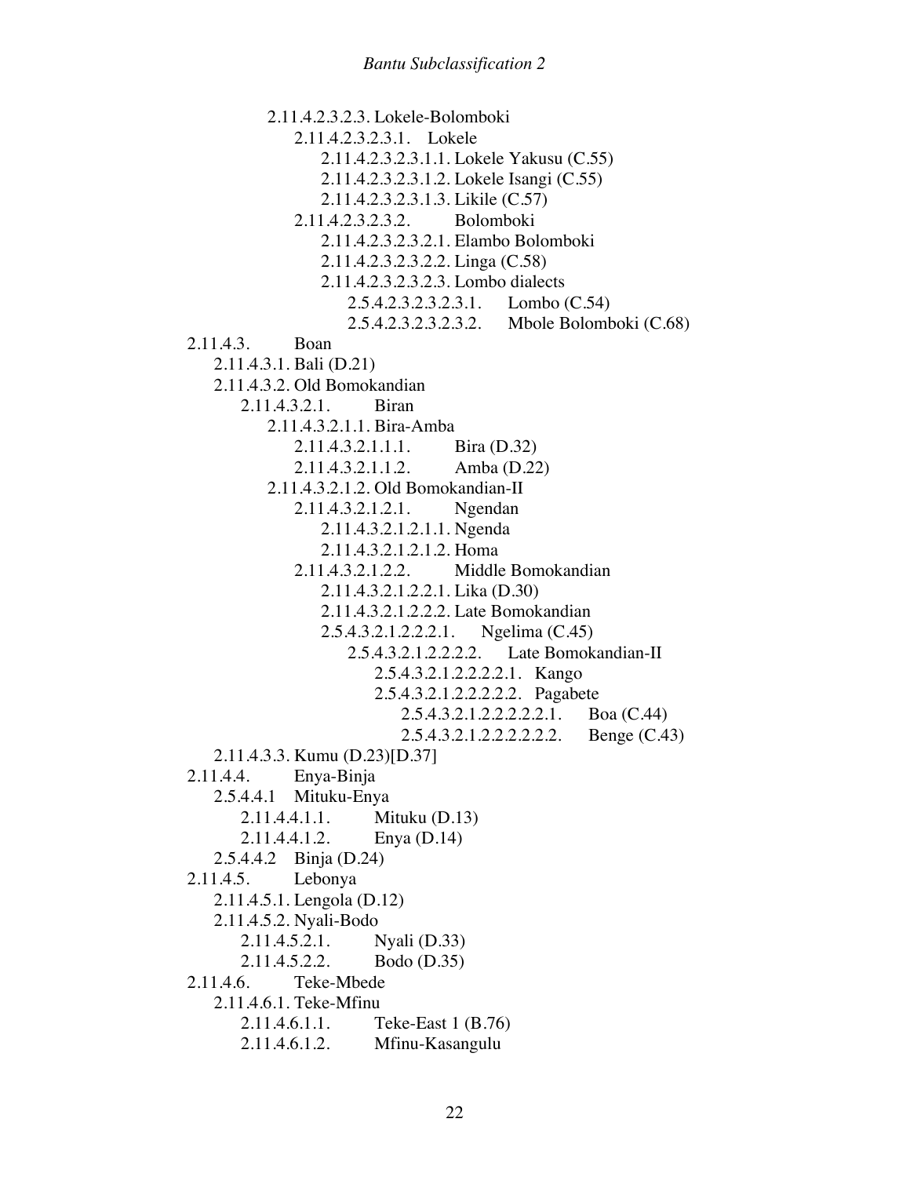- 2.11.4.2.3.2.3. Lokele-Bolomboki
  - 2.11.4.2.3.2.3.1. Lokele
    - 2.11.4.2.3.2.3.1.1. Lokele Yakusu (C.55)
    - 2.11.4.2.3.2.3.1.2. Lokele Isangi (C.55)
    - 2.11.4.2.3.2.3.1.3. Likile (C.57)
  - 2.11.4.2.3.2.3.2. Bolomboki
    - 2.11.4.2.3.2.3.2.1. Elambo Bolomboki
    - 2.11.4.2.3.2.3.2.2. Linga (C.58)
    - 2.11.4.2.3.2.3.2.3. Lombo dialects
      - 2.5.4.2.3.2.3.2.3.1. Lombo (C.54)
      - 2.5.4.2.3.2.3.2.3.2. Mbole Bolomboki (C.68)
- 2.11.4.3. Boan
  - 2.11.4.3.1. Bali (D.21)
  - 2.11.4.3.2. Old Bomokandian
    - 2.11.4.3.2.1. Biran
      - 2.11.4.3.2.1.1. Bira-Amba
        - 2.11.4.3.2.1.1.1. Bira (D.32)
        - 2.11.4.3.2.1.1.2. Amba (D.22)
      - 2.11.4.3.2.1.2. Old Bomokandian-II
        - 2.11.4.3.2.1.2.1. Ngendan
          - 2.11.4.3.2.1.2.1.1. Ngenda
          - 2.11.4.3.2.1.2.1.2. Homa
        - 2.11.4.3.2.1.2.2. Middle Bomokandian
          - 2.11.4.3.2.1.2.2.1. Lika (D.30)
          - 2.11.4.3.2.1.2.2.2. Late Bomokandian
          - 2.5.4.3.2.1.2.2.2.1. Ngelima (C.45)
            - 2.5.4.3.2.1.2.2.2.2. Late Bomokandian-II
              - 2.5.4.3.2.1.2.2.2.2.1. Kango
              - 2.5.4.3.2.1.2.2.2.2.2. Pagabete
                - 2.5.4.3.2.1.2.2.2.2.2.1. Boa (C.44)
                - 2.5.4.3.2.1.2.2.2.2.2.2. Benge (C.43)
  - 2.11.4.3.3. Kumu (D.23)[D.37]
- 2.11.4.4. Enya-Binja
  - 2.5.4.4.1 Mituku-Enya
    - 2.11.4.4.1.1. Mituku (D.13)
    - 2.11.4.4.1.2. Enya (D.14)
  - 2.5.4.4.2 Binja (D.24)
- 2.11.4.5. Lebonya
  - 2.11.4.5.1. Lengola (D.12)
  - 2.11.4.5.2. Nyali-Bodo
    - 2.11.4.5.2.1. Nyali (D.33)
    - 2.11.4.5.2.2. Bodo (D.35)
- 2.11.4.6. Teke-Mbede
  - 2.11.4.6.1. Teke-Mfinu
    - 2.11.4.6.1.1. Teke-East 1 (B.76)
    - 2.11.4.6.1.2. Mfinu-Kasangulu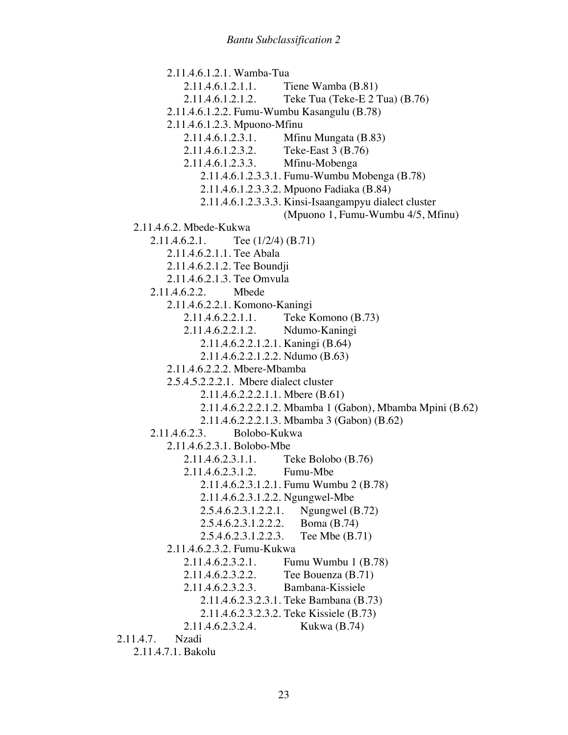2.11.4.6.1.2.1. Wamba-Tua

2.11.4.6.1.2.1.1. Tiene Wamba (B.81)

2.11.4.6.1.2.1.2. Teke Tua (Teke-E 2 Tua) (B.76)

2.11.4.6.1.2.2. Fumu-Wumbu Kasangulu (B.78)

2.11.4.6.1.2.3. Mpuono-Mfinu

2.11.4.6.1.2.3.1. Mfinu Mungata (B.83)

2.11.4.6.1.2.3.2. Teke-East 3 (B.76)

2.11.4.6.1.2.3.3. Mfinu-Mobenga

2.11.4.6.1.2.3.3.1. Fumu-Wumbu Mobenga (B.78)

2.11.4.6.1.2.3.3.2. Mpuono Fadiaka (B.84)

2.11.4.6.1.2.3.3.3. Kinsi-Isaangampyu dialect cluster (Mpuono 1, Fumu-Wumbu 4/5, Mfinu)

2.11.4.6.2. Mbede-Kukwa

2.11.4.6.2.1. Tee (1/2/4) (B.71)

2.11.4.6.2.1.1. Tee Abala

2.11.4.6.2.1.2. Tee Boundji

2.11.4.6.2.1.3. Tee Omvula

2.11.4.6.2.2. Mbede

2.11.4.6.2.2.1. Komono-Kaningi

2.11.4.6.2.2.1.1. Teke Komono (B.73)

2.11.4.6.2.2.1.2. Ndumo-Kaningi

2.11.4.6.2.2.1.2.1. Kaningi (B.64)

2.11.4.6.2.2.1.2.2. Ndumo (B.63)

2.11.4.6.2.2.2. Mbere-Mbamba

2.5.4.5.2.2.2.1. Mbere dialect cluster

2.11.4.6.2.2.2.1.1. Mbere (B.61)

2.11.4.6.2.2.2.1.2. Mbamba 1 (Gabon), Mbamba Mpini (B.62)

2.11.4.6.2.2.2.1.3. Mbamba 3 (Gabon) (B.62)

2.11.4.6.2.3. Bolobo-Kukwa

2.11.4.6.2.3.1. Bolobo-Mbe

2.11.4.6.2.3.1.1. Teke Bolobo (B.76)

2.11.4.6.2.3.1.2. Fumu-Mbe

2.11.4.6.2.3.1.2.1. Fumu Wumbu 2 (B.78)

2.11.4.6.2.3.1.2.2. Ngungwel-Mbe

2.5.4.6.2.3.1.2.2.1. Ngungwel (B.72)

2.5.4.6.2.3.1.2.2.2. Boma (B.74)

2.5.4.6.2.3.1.2.2.3. Tee Mbe (B.71)

2.11.4.6.2.3.2. Fumu-Kukwa

2.11.4.6.2.3.2.1. Fumu Wumbu 1 (B.78)

2.11.4.6.2.3.2.2. Tee Bouenza (B.71)

2.11.4.6.2.3.2.3. Bambana-Kissiele

2.11.4.6.2.3.2.3.1. Teke Bambana (B.73)

2.11.4.6.2.3.2.3.2. Teke Kissiele (B.73)

2.11.4.6.2.3.2.4. Kukwa (B.74)

2.11.4.7. Nzadi

2.11.4.7.1. Bakolu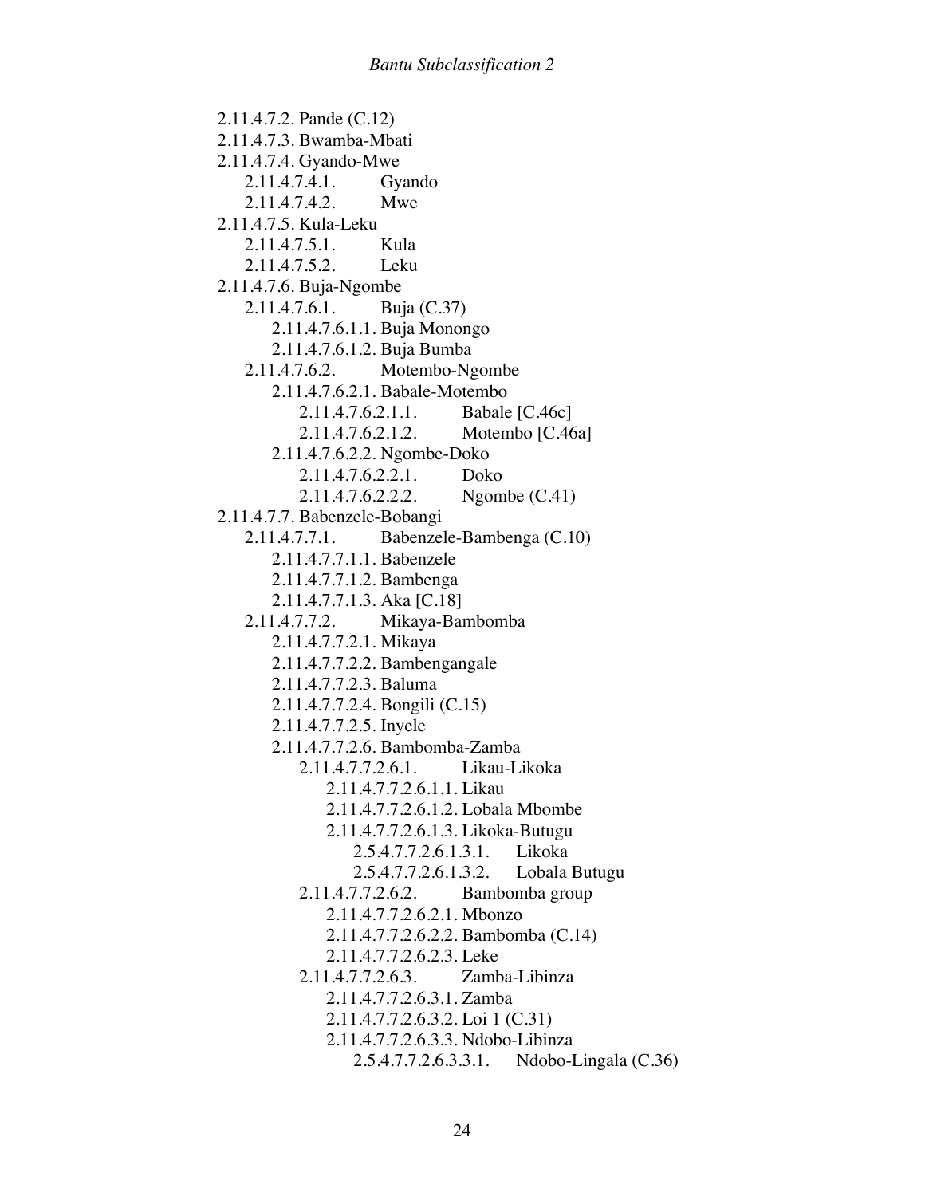- 2.11.4.7.2. Pande (C.12)
- 2.11.4.7.3. Bwamba-Mbati
- 2.11.4.7.4. Gyando-Mwe
  - 2.11.4.7.4.1. Gyando
  - 2.11.4.7.4.2. Mwe
- 2.11.4.7.5. Kula-Leku
  - 2.11.4.7.5.1. Kula
  - 2.11.4.7.5.2. Leku
- 2.11.4.7.6. Buja-Ngombe
  - 2.11.4.7.6.1. Buja (C.37)
    - 2.11.4.7.6.1.1. Buja Monongo
    - 2.11.4.7.6.1.2. Buja Bumba
  - 2.11.4.7.6.2. Motembo-Ngombe
    - 2.11.4.7.6.2.1. Babale-Motembo
      - 2.11.4.7.6.2.1.1. Babale [C.46c]
      - 2.11.4.7.6.2.1.2. Motembo [C.46a]
    - 2.11.4.7.6.2.2. Ngombe-Doko
      - 2.11.4.7.6.2.2.1. Doko
      - 2.11.4.7.6.2.2.2. Ngombe (C.41)
- 2.11.4.7.7. Babenzele-Bobangi
  - 2.11.4.7.7.1. Babenzele-Bambenga (C.10)
    - 2.11.4.7.7.1.1. Babenzele
    - 2.11.4.7.7.1.2. Bambenga
    - 2.11.4.7.7.1.3. Aka [C.18]
  - 2.11.4.7.7.2. Mikaya-Bambomba
    - 2.11.4.7.7.2.1. Mikaya
    - 2.11.4.7.7.2.2. Bambengangale
    - 2.11.4.7.7.2.3. Baluma
    - 2.11.4.7.7.2.4. Bongili (C.15)
    - 2.11.4.7.7.2.5. Inyele
    - 2.11.4.7.7.2.6. Bambomba-Zamba
      - 2.11.4.7.7.2.6.1. Likau-Likoka
        - 2.11.4.7.7.2.6.1.1. Likau
        - 2.11.4.7.7.2.6.1.2. Lobala Mbombe
        - 2.11.4.7.7.2.6.1.3. Likoka-Butugu
          - 2.5.4.7.7.2.6.1.3.1. Likoka
          - 2.5.4.7.7.2.6.1.3.2. Lobala Butugu
      - 2.11.4.7.7.2.6.2. Bambomba group
        - 2.11.4.7.7.2.6.2.1. Mbonzo
        - 2.11.4.7.7.2.6.2.2. Bambomba (C.14)
        - 2.11.4.7.7.2.6.2.3. Leke
      - 2.11.4.7.7.2.6.3. Zamba-Libinza
        - 2.11.4.7.7.2.6.3.1. Zamba
        - 2.11.4.7.7.2.6.3.2. Loi 1 (C.31)
        - 2.11.4.7.7.2.6.3.3. Ndobo-Libinza
          - 2.5.4.7.7.2.6.3.3.1. Ndobo-Lingala (C.36)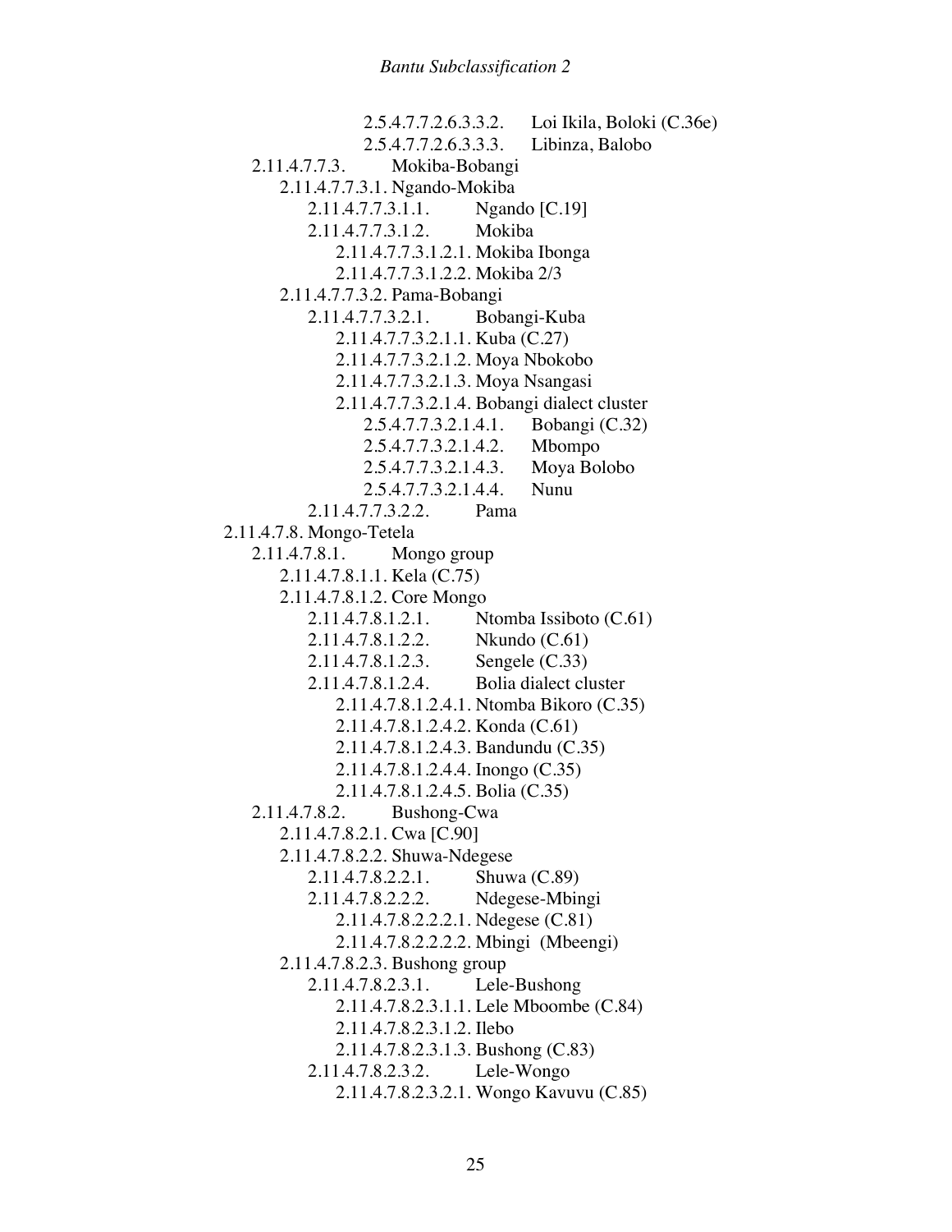- 2.5.4.7.7.2.6.3.3.2. Loi Ikila, Boloki (C.36e)
- 2.5.4.7.7.2.6.3.3.3. Libinza, Balobo
- 2.11.4.7.7.3. Mokiba-Bobangi
  - 2.11.4.7.7.3.1. Ngando-Mokiba
    - 2.11.4.7.7.3.1.1. Ngando [C.19]
    - 2.11.4.7.7.3.1.2. Mokiba
      - 2.11.4.7.7.3.1.2.1. Mokiba Ibonga
      - 2.11.4.7.7.3.1.2.2. Mokiba 2/3
  - 2.11.4.7.7.3.2. Pama-Bobangi
    - 2.11.4.7.7.3.2.1. Bobangi-Kuba
      - 2.11.4.7.7.3.2.1.1. Kuba (C.27)
      - 2.11.4.7.7.3.2.1.2. Moya Nbokobo
      - 2.11.4.7.7.3.2.1.3. Moya Nsangasi
      - 2.11.4.7.7.3.2.1.4. Bobangi dialect cluster
        - 2.5.4.7.7.3.2.1.4.1. Bobangi (C.32)
        - 2.5.4.7.7.3.2.1.4.2. Mbompo
        - 2.5.4.7.7.3.2.1.4.3. Moya Bolobo
        - 2.5.4.7.7.3.2.1.4.4. Nunu
    - 2.11.4.7.7.3.2.2. Pama
- 2.11.4.7.8. Mongo-Tetela
  - 2.11.4.7.8.1. Mongo group
    - 2.11.4.7.8.1.1. Kela (C.75)
    - 2.11.4.7.8.1.2. Core Mongo
      - 2.11.4.7.8.1.2.1. Ntomba Issiboto (C.61)
      - 2.11.4.7.8.1.2.2. Nkundo (C.61)
      - 2.11.4.7.8.1.2.3. Sengele (C.33)
      - 2.11.4.7.8.1.2.4. Bolia dialect cluster
        - 2.11.4.7.8.1.2.4.1. Ntomba Bikoro (C.35)
        - 2.11.4.7.8.1.2.4.2. Konda (C.61)
        - 2.11.4.7.8.1.2.4.3. Bandundu (C.35)
        - 2.11.4.7.8.1.2.4.4. Inongo (C.35)
        - 2.11.4.7.8.1.2.4.5. Bolia (C.35)
  - 2.11.4.7.8.2. Bushong-Cwa
    - 2.11.4.7.8.2.1. Cwa [C.90]
    - 2.11.4.7.8.2.2. Shuwa-Ndegese
      - 2.11.4.7.8.2.2.1. Shuwa (C.89)
      - 2.11.4.7.8.2.2.2. Ndegese-Mbingi
        - 2.11.4.7.8.2.2.2.1. Ndegese (C.81)
        - 2.11.4.7.8.2.2.2.2. Mbingi (Mbeengi)
    - 2.11.4.7.8.2.3. Bushong group
      - 2.11.4.7.8.2.3.1. Lele-Bushong
        - 2.11.4.7.8.2.3.1.1. Lele Mboombe (C.84)
        - 2.11.4.7.8.2.3.1.2. Ilebo
        - 2.11.4.7.8.2.3.1.3. Bushong (C.83)
      - 2.11.4.7.8.2.3.2. Lele-Wongo
        - 2.11.4.7.8.2.3.2.1. Wongo Kavuvu (C.85)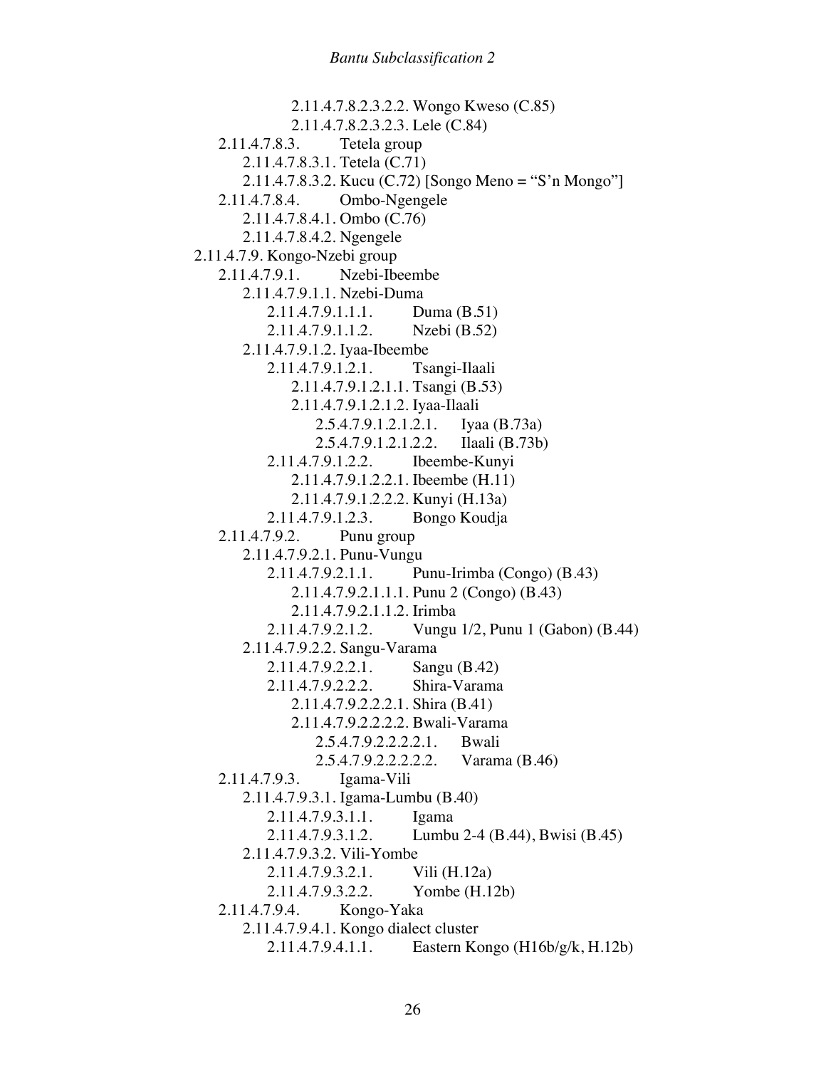2.11.4.7.8.2.3.2.2. Wongo Kweso (C.85)
2.11.4.7.8.2.3.2.3. Lele (C.84)
2.11.4.7.8.3. Tetela group
2.11.4.7.8.3.1. Tetela (C.71)
2.11.4.7.8.3.2. Kucu (C.72) [Songo Meno = "S'n Mongo"]
2.11.4.7.8.4. Ombo-Ngengele
2.11.4.7.8.4.1. Ombo (C.76)
2.11.4.7.8.4.2. Ngengele
2.11.4.7.9. Kongo-Nzebi group
2.11.4.7.9.1. Nzebi-Ibeembe
2.11.4.7.9.1.1. Nzebi-Duma
2.11.4.7.9.1.1.1. Duma (B.51)
2.11.4.7.9.1.1.2. Nzebi (B.52)
2.11.4.7.9.1.2. Iyaa-Ibeembe
2.11.4.7.9.1.2.1. Tsangi-Ilaali
2.11.4.7.9.1.2.1.1. Tsangi (B.53)
2.11.4.7.9.1.2.1.2. Iyaa-Ilaali
2.5.4.7.9.1.2.1.2.1. Iyaa (B.73a)
2.5.4.7.9.1.2.1.2.2. Ilaali (B.73b)
2.11.4.7.9.1.2.2. Ibeembe-Kunyi
2.11.4.7.9.1.2.2.1. Ibeembe (H.11)
2.11.4.7.9.1.2.2.2. Kunyi (H.13a)
2.11.4.7.9.1.2.3. Bongo Koudja
2.11.4.7.9.2. Punu group
2.11.4.7.9.2.1. Punu-Vungu
2.11.4.7.9.2.1.1. Punu-Irimba (Congo) (B.43)
2.11.4.7.9.2.1.1.1. Punu 2 (Congo) (B.43)
2.11.4.7.9.2.1.1.2. Irimba
2.11.4.7.9.2.1.2. Vungu 1/2, Punu 1 (Gabon) (B.44)
2.11.4.7.9.2.2. Sangu-Varama
2.11.4.7.9.2.2.1. Sangu (B.42)
2.11.4.7.9.2.2.2. Shira-Varama
2.11.4.7.9.2.2.2.1. Shira (B.41)
2.11.4.7.9.2.2.2.2. Bwali-Varama
2.5.4.7.9.2.2.2.2.1. Bwali
2.5.4.7.9.2.2.2.2.2. Varama (B.46)
2.11.4.7.9.3. Igama-Vili
2.11.4.7.9.3.1. Igama-Lumbu (B.40)
2.11.4.7.9.3.1.1. Igama
2.11.4.7.9.3.1.2. Lumbu 2-4 (B.44), Bwisi (B.45)
2.11.4.7.9.3.2. Vili-Yombe
2.11.4.7.9.3.2.1. Vili (H.12a)
2.11.4.7.9.3.2.2. Yombe (H.12b)
2.11.4.7.9.4. Kongo-Yaka
2.11.4.7.9.4.1. Kongo dialect cluster
2.11.4.7.9.4.1.1. Eastern Kongo (H16b/g/k, H.12b)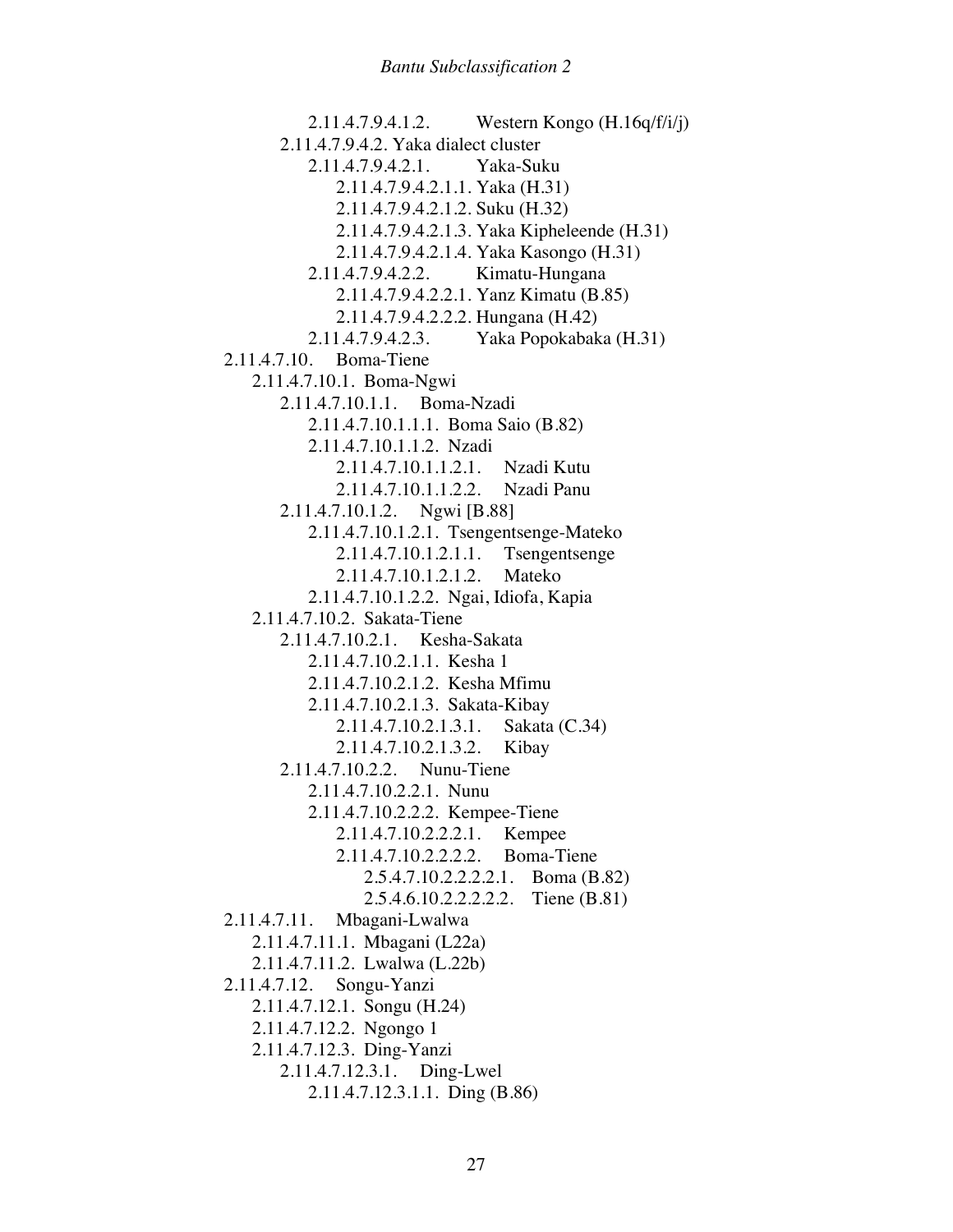2.11.4.7.9.4.1.2. Western Kongo (H.16q/f/i/j)
2.11.4.7.9.4.2. Yaka dialect cluster
2.11.4.7.9.4.2.1. Yaka-Suku
2.11.4.7.9.4.2.1.1. Yaka (H.31)
2.11.4.7.9.4.2.1.2. Suku (H.32)
2.11.4.7.9.4.2.1.3. Yaka Kipheleende (H.31)
2.11.4.7.9.4.2.1.4. Yaka Kasongo (H.31)
2.11.4.7.9.4.2.2. Kimatu-Hungana
2.11.4.7.9.4.2.2.1. Yanz Kimatu (B.85)
2.11.4.7.9.4.2.2.2. Hungana (H.42)
2.11.4.7.9.4.2.3. Yaka Popokabaka (H.31)
2.11.4.7.10. Boma-Tiene
2.11.4.7.10.1. Boma-Ngwi
2.11.4.7.10.1.1. Boma-Nzadi
2.11.4.7.10.1.1.1. Boma Saio (B.82)
2.11.4.7.10.1.1.2. Nzadi
2.11.4.7.10.1.1.2.1. Nzadi Kutu
2.11.4.7.10.1.1.2.2. Nzadi Panu
2.11.4.7.10.1.2. Ngwi [B.88]
2.11.4.7.10.1.2.1. Tsengentsenge-Mateko
2.11.4.7.10.1.2.1.1. Tsengentsenge
2.11.4.7.10.1.2.1.2. Mateko
2.11.4.7.10.1.2.2. Ngai, Idiofa, Kapia
2.11.4.7.10.2. Sakata-Tiene
2.11.4.7.10.2.1. Kesha-Sakata
2.11.4.7.10.2.1.1. Kesha 1
2.11.4.7.10.2.1.2. Kesha Mfimu
2.11.4.7.10.2.1.3. Sakata-Kibay
2.11.4.7.10.2.1.3.1. Sakata (C.34)
2.11.4.7.10.2.1.3.2. Kibay
2.11.4.7.10.2.2. Nunu-Tiene
2.11.4.7.10.2.2.1. Nunu
2.11.4.7.10.2.2.2. Kempee-Tiene
2.11.4.7.10.2.2.2.1. Kempee
2.11.4.7.10.2.2.2.2. Boma-Tiene
2.5.4.7.10.2.2.2.2.1. Boma (B.82)
2.5.4.6.10.2.2.2.2.2. Tiene (B.81)
2.11.4.7.11. Mbagani-Lwalwa
2.11.4.7.11.1. Mbagani (L22a)
2.11.4.7.11.2. Lwalwa (L.22b)
2.11.4.7.12. Songu-Yanzi
2.11.4.7.12.1. Songu (H.24)
2.11.4.7.12.2. Ngongo 1
2.11.4.7.12.3. Ding-Yanzi
2.11.4.7.12.3.1. Ding-Lwel
2.11.4.7.12.3.1.1. Ding (B.86)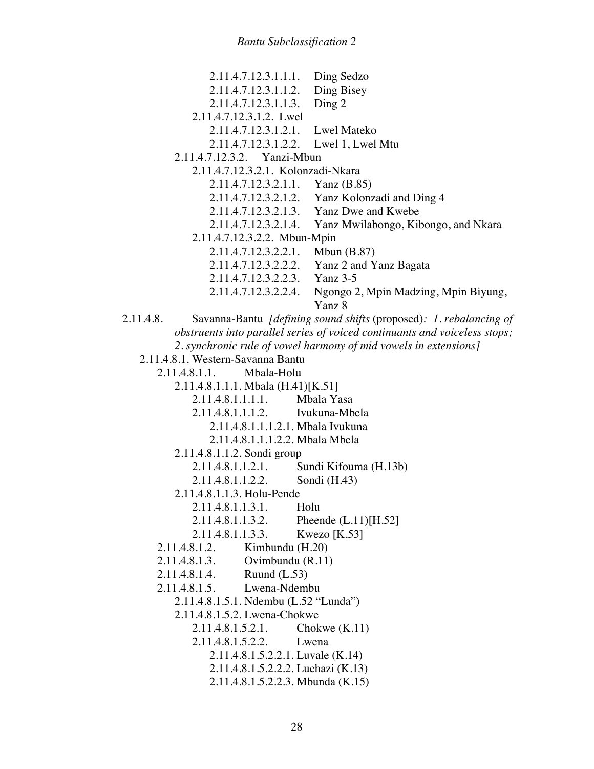2.11.4.7.12.3.1.1.1. Ding Sedzo
2.11.4.7.12.3.1.1.2. Ding Bisey
2.11.4.7.12.3.1.1.3. Ding 2
2.11.4.7.12.3.1.2. Lwel
2.11.4.7.12.3.1.2.1. Lwel Mateko
2.11.4.7.12.3.1.2.2. Lwel 1, Lwel Mtu
2.11.4.7.12.3.2. Yanzi-Mbun
2.11.4.7.12.3.2.1. Kolonzadi-Nkara
2.11.4.7.12.3.2.1.1. Yanz (B.85)
2.11.4.7.12.3.2.1.2. Yanz Kolonzadi and Ding 4
2.11.4.7.12.3.2.1.3. Yanz Dwe and Kwebe
2.11.4.7.12.3.2.1.4. Yanz Mwilabongo, Kibongo, and Nkara
2.11.4.7.12.3.2.2. Mbun-Mpin
2.11.4.7.12.3.2.2.1. Mbun (B.87)
2.11.4.7.12.3.2.2.2. Yanz 2 and Yanz Bagata
2.11.4.7.12.3.2.2.3. Yanz 3-5
2.11.4.7.12.3.2.2.4. Ngongo 2, Mpin Madzing, Mpin Biyung, Yanz 8

2.11.4.8. Savanna-Bantu *[defining sound shifts* (proposed)*: 1. rebalancing of obstruents into parallel series of voiced continuants and voiceless stops; 2. synchronic rule of vowel harmony of mid vowels in extensions]*

2.11.4.8.1. Western-Savanna Bantu
2.11.4.8.1.1. Mbala-Holu
2.11.4.8.1.1.1. Mbala (H.41)[K.51]
2.11.4.8.1.1.1.1. Mbala Yasa
2.11.4.8.1.1.1.2. Ivukuna-Mbela
2.11.4.8.1.1.1.2.1. Mbala Ivukuna
2.11.4.8.1.1.1.2.2. Mbala Mbela
2.11.4.8.1.1.2. Sondi group
2.11.4.8.1.1.2.1. Sundi Kifouma (H.13b)
2.11.4.8.1.1.2.2. Sondi (H.43)
2.11.4.8.1.1.3. Holu-Pende
2.11.4.8.1.1.3.1. Holu
2.11.4.8.1.1.3.2. Pheende (L.11)[H.52]
2.11.4.8.1.1.3.3. Kwezo [K.53]
2.11.4.8.1.2. Kimbundu (H.20)
2.11.4.8.1.3. Ovimbundu (R.11)
2.11.4.8.1.4. Ruund (L.53)
2.11.4.8.1.5. Lwena-Ndembu
2.11.4.8.1.5.1. Ndembu (L.52 "Lunda")
2.11.4.8.1.5.2. Lwena-Chokwe
2.11.4.8.1.5.2.1. Chokwe (K.11)
2.11.4.8.1.5.2.2. Lwena
2.11.4.8.1.5.2.2.1. Luvale (K.14)
2.11.4.8.1.5.2.2.2. Luchazi (K.13)
2.11.4.8.1.5.2.2.3. Mbunda (K.15)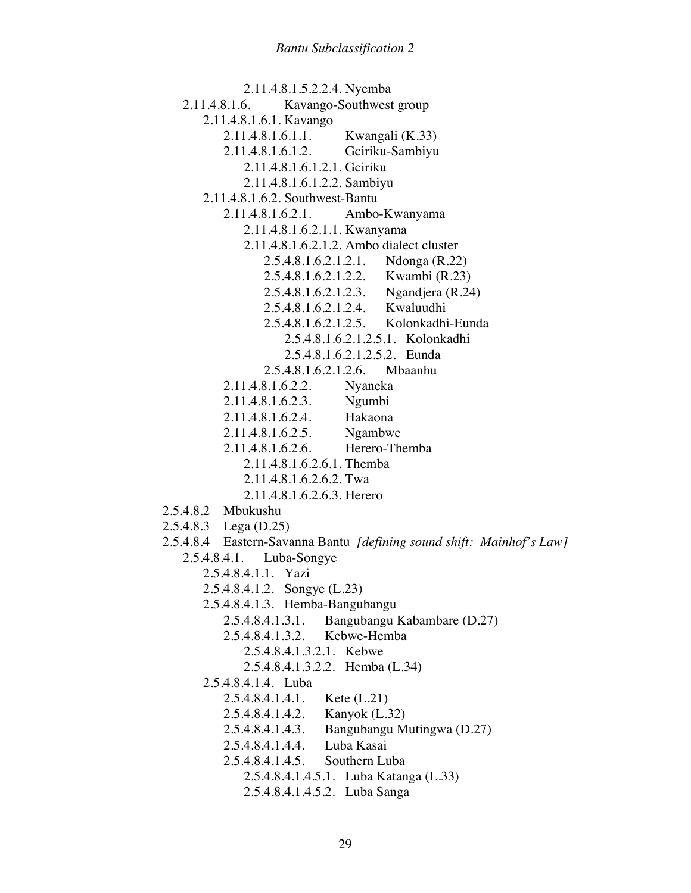2.11.4.8.1.5.2.2.4. Nyemba

2.11.4.8.1.6. Kavango-Southwest group

2.11.4.8.1.6.1. Kavango

2.11.4.8.1.6.1.1. Kwangali (K.33)

2.11.4.8.1.6.1.2. Gciriku-Sambiyu

2.11.4.8.1.6.1.2.1. Gciriku

2.11.4.8.1.6.1.2.2. Sambiyu

2.11.4.8.1.6.2. Southwest-Bantu

2.11.4.8.1.6.2.1. Ambo-Kwanyama

2.11.4.8.1.6.2.1.1. Kwanyama

2.11.4.8.1.6.2.1.2. Ambo dialect cluster

2.5.4.8.1.6.2.1.2.1. Ndonga (R.22)

2.5.4.8.1.6.2.1.2.2. Kwambi (R.23)

2.5.4.8.1.6.2.1.2.3. Ngandjera (R.24)

2.5.4.8.1.6.2.1.2.4. Kwaluudhi

2.5.4.8.1.6.2.1.2.5. Kolonkadhi-Eunda

2.5.4.8.1.6.2.1.2.5.1. Kolonkadhi

2.5.4.8.1.6.2.1.2.5.2. Eunda

2.5.4.8.1.6.2.1.2.6. Mbaanhu

2.11.4.8.1.6.2.2. Nyaneka

2.11.4.8.1.6.2.3. Ngumbi

2.11.4.8.1.6.2.4. Hakaona

2.11.4.8.1.6.2.5. Ngambwe

2.11.4.8.1.6.2.6. Herero-Themba

2.11.4.8.1.6.2.6.1. Themba

2.11.4.8.1.6.2.6.2. Twa

2.11.4.8.1.6.2.6.3. Herero

2.5.4.8.2 Mbukushu

2.5.4.8.3 Lega (D.25)

2.5.4.8.4 Eastern-Savanna Bantu *[defining sound shift: Mainhof's Law]*

2.5.4.8.4.1. Luba-Songye

2.5.4.8.4.1.1. Yazi

2.5.4.8.4.1.2. Songye (L.23)

2.5.4.8.4.1.3. Hemba-Bangubangu

2.5.4.8.4.1.3.1. Bangubangu Kabambare (D.27)

2.5.4.8.4.1.3.2. Kebwe-Hemba

2.5.4.8.4.1.3.2.1. Kebwe

2.5.4.8.4.1.3.2.2. Hemba (L.34)

2.5.4.8.4.1.4. Luba

2.5.4.8.4.1.4.1. Kete (L.21)

2.5.4.8.4.1.4.2. Kanyok (L.32)

2.5.4.8.4.1.4.3. Bangubangu Mutingwa (D.27)

2.5.4.8.4.1.4.4. Luba Kasai

2.5.4.8.4.1.4.5. Southern Luba

2.5.4.8.4.1.4.5.1. Luba Katanga (L.33)

2.5.4.8.4.1.4.5.2. Luba Sanga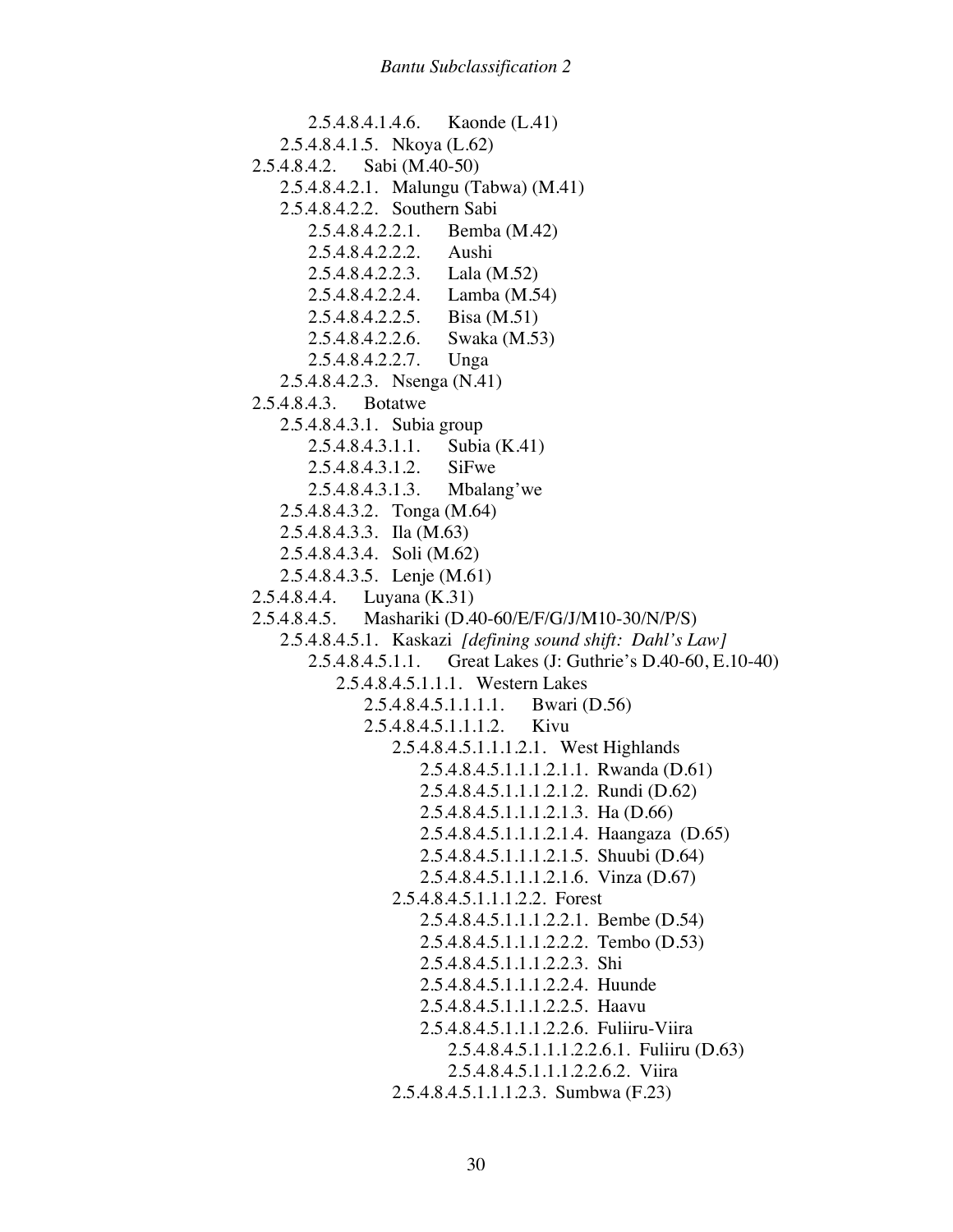2.5.4.8.4.1.4.6. Kaonde (L.41)
2.5.4.8.4.1.5. Nkoya (L.62)
2.5.4.8.4.2. Sabi (M.40-50)
2.5.4.8.4.2.1. Malungu (Tabwa) (M.41)
2.5.4.8.4.2.2. Southern Sabi
2.5.4.8.4.2.2.1. Bemba (M.42)
2.5.4.8.4.2.2.2. Aushi
2.5.4.8.4.2.2.3. Lala (M.52)
2.5.4.8.4.2.2.4. Lamba (M.54)
2.5.4.8.4.2.2.5. Bisa (M.51)
2.5.4.8.4.2.2.6. Swaka (M.53)
2.5.4.8.4.2.2.7. Unga
2.5.4.8.4.2.3. Nsenga (N.41)
2.5.4.8.4.3. Botatwe
2.5.4.8.4.3.1. Subia group
2.5.4.8.4.3.1.1. Subia (K.41)
2.5.4.8.4.3.1.2. SiFwe
2.5.4.8.4.3.1.3. Mbalang'we
2.5.4.8.4.3.2. Tonga (M.64)
2.5.4.8.4.3.3. Ila (M.63)
2.5.4.8.4.3.4. Soli (M.62)
2.5.4.8.4.3.5. Lenje (M.61)
2.5.4.8.4.4. Luyana (K.31)
2.5.4.8.4.5. Mashariki (D.40-60/E/F/G/J/M10-30/N/P/S)
2.5.4.8.4.5.1. Kaskazi *[defining sound shift: Dahl's Law]*
2.5.4.8.4.5.1.1. Great Lakes (J: Guthrie's D.40-60, E.10-40)
2.5.4.8.4.5.1.1.1. Western Lakes
2.5.4.8.4.5.1.1.1.1. Bwari (D.56)
2.5.4.8.4.5.1.1.1.2. Kivu
2.5.4.8.4.5.1.1.1.2.1. West Highlands
2.5.4.8.4.5.1.1.1.2.1.1. Rwanda (D.61)
2.5.4.8.4.5.1.1.1.2.1.2. Rundi (D.62)
2.5.4.8.4.5.1.1.1.2.1.3. Ha (D.66)
2.5.4.8.4.5.1.1.1.2.1.4. Haangaza (D.65)
2.5.4.8.4.5.1.1.1.2.1.5. Shuubi (D.64)
2.5.4.8.4.5.1.1.1.2.1.6. Vinza (D.67)
2.5.4.8.4.5.1.1.1.2.2. Forest
2.5.4.8.4.5.1.1.1.2.2.1. Bembe (D.54)
2.5.4.8.4.5.1.1.1.2.2.2. Tembo (D.53)
2.5.4.8.4.5.1.1.1.2.2.3. Shi
2.5.4.8.4.5.1.1.1.2.2.4. Huunde
2.5.4.8.4.5.1.1.1.2.2.5. Haavu
2.5.4.8.4.5.1.1.1.2.2.6. Fuliiru-Viira
2.5.4.8.4.5.1.1.1.2.2.6.1. Fuliiru (D.63)
2.5.4.8.4.5.1.1.1.2.2.6.2. Viira
2.5.4.8.4.5.1.1.1.2.3. Sumbwa (F.23)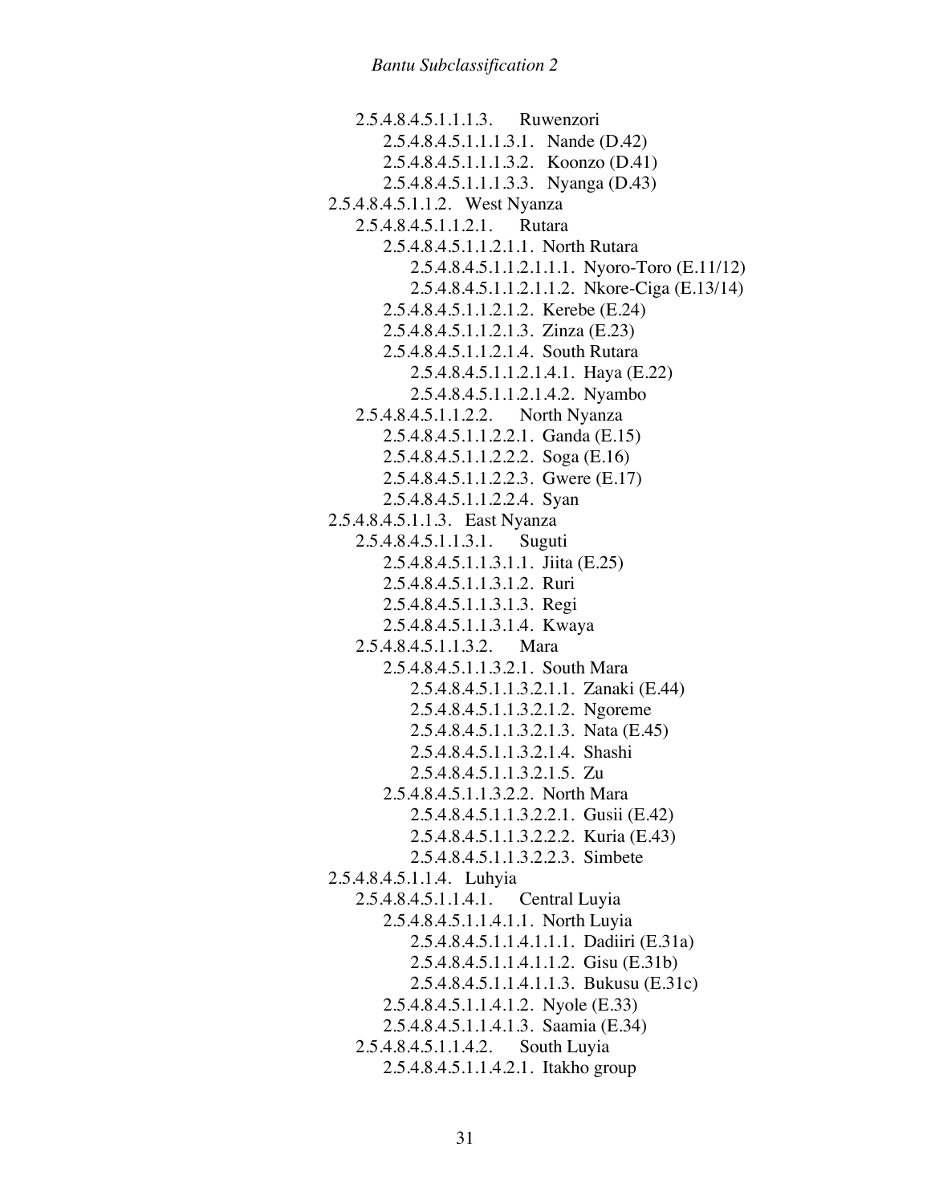- 2.5.4.8.4.5.1.1.1.3. Ruwenzori
  - 2.5.4.8.4.5.1.1.1.3.1. Nande (D.42)
  - 2.5.4.8.4.5.1.1.1.3.2. Koonzo (D.41)
  - 2.5.4.8.4.5.1.1.1.3.3. Nyanga (D.43)
- 2.5.4.8.4.5.1.1.2. West Nyanza
  - 2.5.4.8.4.5.1.1.2.1. Rutara
    - 2.5.4.8.4.5.1.1.2.1.1. North Rutara
      - 2.5.4.8.4.5.1.1.2.1.1.1. Nyoro-Toro (E.11/12)
      - 2.5.4.8.4.5.1.1.2.1.1.2. Nkore-Ciga (E.13/14)
    - 2.5.4.8.4.5.1.1.2.1.2. Kerebe (E.24)
    - 2.5.4.8.4.5.1.1.2.1.3. Zinza (E.23)
    - 2.5.4.8.4.5.1.1.2.1.4. South Rutara
      - 2.5.4.8.4.5.1.1.2.1.4.1. Haya (E.22)
      - 2.5.4.8.4.5.1.1.2.1.4.2. Nyambo
  - 2.5.4.8.4.5.1.1.2.2. North Nyanza
    - 2.5.4.8.4.5.1.1.2.2.1. Ganda (E.15)
    - 2.5.4.8.4.5.1.1.2.2.2. Soga (E.16)
    - 2.5.4.8.4.5.1.1.2.2.3. Gwere (E.17)
    - 2.5.4.8.4.5.1.1.2.2.4. Syan
- 2.5.4.8.4.5.1.1.3. East Nyanza
  - 2.5.4.8.4.5.1.1.3.1. Suguti
    - 2.5.4.8.4.5.1.1.3.1.1. Jiita (E.25)
    - 2.5.4.8.4.5.1.1.3.1.2. Ruri
    - 2.5.4.8.4.5.1.1.3.1.3. Regi
    - 2.5.4.8.4.5.1.1.3.1.4. Kwaya
  - 2.5.4.8.4.5.1.1.3.2. Mara
    - 2.5.4.8.4.5.1.1.3.2.1. South Mara
      - 2.5.4.8.4.5.1.1.3.2.1.1. Zanaki (E.44)
      - 2.5.4.8.4.5.1.1.3.2.1.2. Ngoreme
      - 2.5.4.8.4.5.1.1.3.2.1.3. Nata (E.45)
      - 2.5.4.8.4.5.1.1.3.2.1.4. Shashi
      - 2.5.4.8.4.5.1.1.3.2.1.5. Zu
    - 2.5.4.8.4.5.1.1.3.2.2. North Mara
      - 2.5.4.8.4.5.1.1.3.2.2.1. Gusii (E.42)
      - 2.5.4.8.4.5.1.1.3.2.2.2. Kuria (E.43)
      - 2.5.4.8.4.5.1.1.3.2.2.3. Simbete
- 2.5.4.8.4.5.1.1.4. Luhyia
  - 2.5.4.8.4.5.1.1.4.1. Central Luyia
    - 2.5.4.8.4.5.1.1.4.1.1. North Luyia
      - 2.5.4.8.4.5.1.1.4.1.1.1. Dadiiri (E.31a)
      - 2.5.4.8.4.5.1.1.4.1.1.2. Gisu (E.31b)
      - 2.5.4.8.4.5.1.1.4.1.1.3. Bukusu (E.31c)
    - 2.5.4.8.4.5.1.1.4.1.2. Nyole (E.33)
    - 2.5.4.8.4.5.1.1.4.1.3. Saamia (E.34)
  - 2.5.4.8.4.5.1.1.4.2. South Luyia
    - 2.5.4.8.4.5.1.1.4.2.1. Itakho group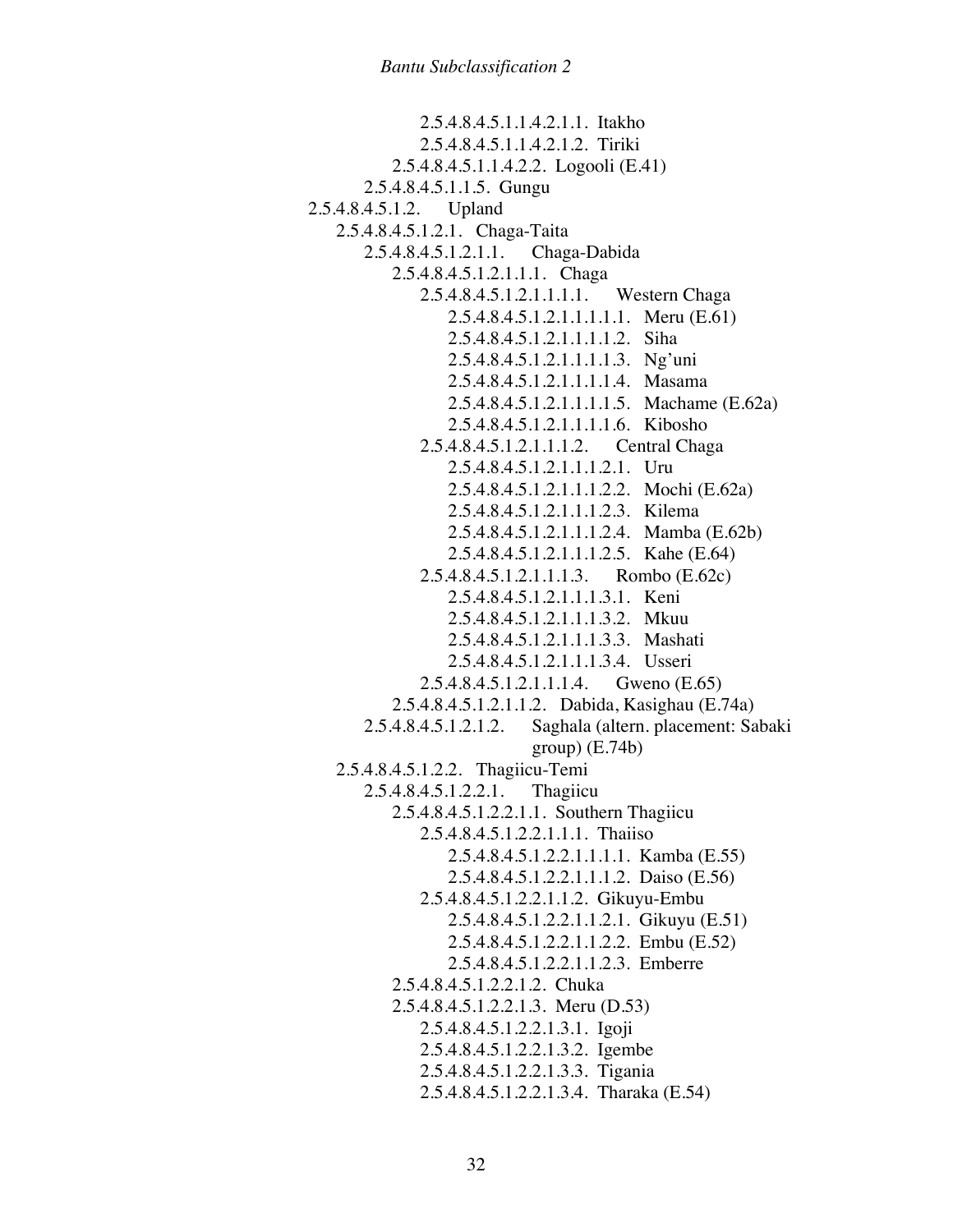2.5.4.8.4.5.1.1.4.2.1.1. Itakho
2.5.4.8.4.5.1.1.4.2.1.2. Tiriki
2.5.4.8.4.5.1.1.4.2.2. Logooli (E.41)
2.5.4.8.4.5.1.1.5. Gungu
2.5.4.8.4.5.1.2. Upland
2.5.4.8.4.5.1.2.1. Chaga-Taita
2.5.4.8.4.5.1.2.1.1. Chaga-Dabida
2.5.4.8.4.5.1.2.1.1.1. Chaga
2.5.4.8.4.5.1.2.1.1.1.1. Western Chaga
2.5.4.8.4.5.1.2.1.1.1.1.1. Meru (E.61)
2.5.4.8.4.5.1.2.1.1.1.1.2. Siha
2.5.4.8.4.5.1.2.1.1.1.1.3. Ng'uni
2.5.4.8.4.5.1.2.1.1.1.1.4. Masama
2.5.4.8.4.5.1.2.1.1.1.1.5. Machame (E.62a)
2.5.4.8.4.5.1.2.1.1.1.1.6. Kibosho
2.5.4.8.4.5.1.2.1.1.1.2. Central Chaga
2.5.4.8.4.5.1.2.1.1.1.2.1. Uru
2.5.4.8.4.5.1.2.1.1.1.2.2. Mochi (E.62a)
2.5.4.8.4.5.1.2.1.1.1.2.3. Kilema
2.5.4.8.4.5.1.2.1.1.1.2.4. Mamba (E.62b)
2.5.4.8.4.5.1.2.1.1.1.2.5. Kahe (E.64)
2.5.4.8.4.5.1.2.1.1.1.3. Rombo (E.62c)
2.5.4.8.4.5.1.2.1.1.1.3.1. Keni
2.5.4.8.4.5.1.2.1.1.1.3.2. Mkuu
2.5.4.8.4.5.1.2.1.1.1.3.3. Mashati
2.5.4.8.4.5.1.2.1.1.1.3.4. Usseri
2.5.4.8.4.5.1.2.1.1.1.4. Gweno (E.65)
2.5.4.8.4.5.1.2.1.1.2. Dabida, Kasighau (E.74a)
2.5.4.8.4.5.1.2.1.2. Saghala (altern. placement: Sabaki group) (E.74b)
2.5.4.8.4.5.1.2.2. Thagiicu-Temi
2.5.4.8.4.5.1.2.2.1. Thagiicu
2.5.4.8.4.5.1.2.2.1.1. Southern Thagiicu
2.5.4.8.4.5.1.2.2.1.1.1. Thaiiso
2.5.4.8.4.5.1.2.2.1.1.1.1. Kamba (E.55)
2.5.4.8.4.5.1.2.2.1.1.1.2. Daiso (E.56)
2.5.4.8.4.5.1.2.2.1.1.2. Gikuyu-Embu
2.5.4.8.4.5.1.2.2.1.1.2.1. Gikuyu (E.51)
2.5.4.8.4.5.1.2.2.1.1.2.2. Embu (E.52)
2.5.4.8.4.5.1.2.2.1.1.2.3. Emberre
2.5.4.8.4.5.1.2.2.1.2. Chuka
2.5.4.8.4.5.1.2.2.1.3. Meru (D.53)
2.5.4.8.4.5.1.2.2.1.3.1. Igoji
2.5.4.8.4.5.1.2.2.1.3.2. Igembe
2.5.4.8.4.5.1.2.2.1.3.3. Tigania
2.5.4.8.4.5.1.2.2.1.3.4. Tharaka (E.54)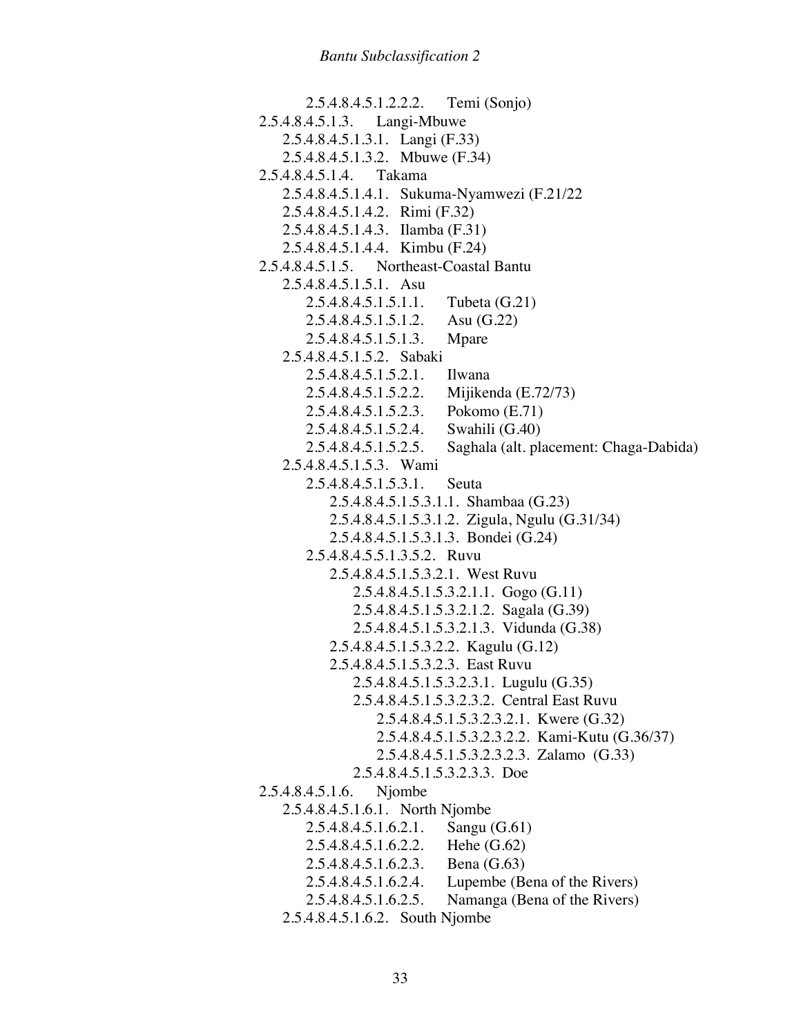2.5.4.8.4.5.1.2.2.2. Temi (Sonjo)

2.5.4.8.4.5.1.3. Langi-Mbuwe

- 2.5.4.8.4.5.1.3.1. Langi (F.33)
- 2.5.4.8.4.5.1.3.2. Mbuwe (F.34)

2.5.4.8.4.5.1.4. Takama

- 2.5.4.8.4.5.1.4.1. Sukuma-Nyamwezi (F.21/22
- 2.5.4.8.4.5.1.4.2. Rimi (F.32)
- 2.5.4.8.4.5.1.4.3. Ilamba (F.31)
- 2.5.4.8.4.5.1.4.4. Kimbu (F.24)

2.5.4.8.4.5.1.5. Northeast-Coastal Bantu

- 2.5.4.8.4.5.1.5.1. Asu
  - 2.5.4.8.4.5.1.5.1.1. Tubeta (G.21)
  - 2.5.4.8.4.5.1.5.1.2. Asu (G.22)
  - 2.5.4.8.4.5.1.5.1.3. Mpare
- 2.5.4.8.4.5.1.5.2. Sabaki
  - 2.5.4.8.4.5.1.5.2.1. Ilwana
  - 2.5.4.8.4.5.1.5.2.2. Mijikenda (E.72/73)
  - 2.5.4.8.4.5.1.5.2.3. Pokomo (E.71)
  - 2.5.4.8.4.5.1.5.2.4. Swahili (G.40)
  - 2.5.4.8.4.5.1.5.2.5. Saghala (alt. placement: Chaga-Dabida)
- 2.5.4.8.4.5.1.5.3. Wami
  - 2.5.4.8.4.5.1.5.3.1. Seuta
    - 2.5.4.8.4.5.1.5.3.1.1. Shambaa (G.23)
    - 2.5.4.8.4.5.1.5.3.1.2. Zigula, Ngulu (G.31/34)
    - 2.5.4.8.4.5.1.5.3.1.3. Bondei (G.24)
  - 2.5.4.8.4.5.5.1.3.5.2. Ruvu
    - 2.5.4.8.4.5.1.5.3.2.1. West Ruvu
      - 2.5.4.8.4.5.1.5.3.2.1.1. Gogo (G.11)
      - 2.5.4.8.4.5.1.5.3.2.1.2. Sagala (G.39)
      - 2.5.4.8.4.5.1.5.3.2.1.3. Vidunda (G.38)
    - 2.5.4.8.4.5.1.5.3.2.2. Kagulu (G.12)
    - 2.5.4.8.4.5.1.5.3.2.3. East Ruvu
      - 2.5.4.8.4.5.1.5.3.2.3.1. Lugulu (G.35)
      - 2.5.4.8.4.5.1.5.3.2.3.2. Central East Ruvu
        - 2.5.4.8.4.5.1.5.3.2.3.2.1. Kwere (G.32)
        - 2.5.4.8.4.5.1.5.3.2.3.2.2. Kami-Kutu (G.36/37)
        - 2.5.4.8.4.5.1.5.3.2.3.2.3. Zalamo (G.33)
      - 2.5.4.8.4.5.1.5.3.2.3.3. Doe

2.5.4.8.4.5.1.6. Njombe

- 2.5.4.8.4.5.1.6.1. North Njombe
  - 2.5.4.8.4.5.1.6.2.1. Sangu (G.61)
  - 2.5.4.8.4.5.1.6.2.2. Hehe (G.62)
  - 2.5.4.8.4.5.1.6.2.3. Bena (G.63)
  - 2.5.4.8.4.5.1.6.2.4. Lupembe (Bena of the Rivers)
  - 2.5.4.8.4.5.1.6.2.5. Namanga (Bena of the Rivers)
- 2.5.4.8.4.5.1.6.2. South Njombe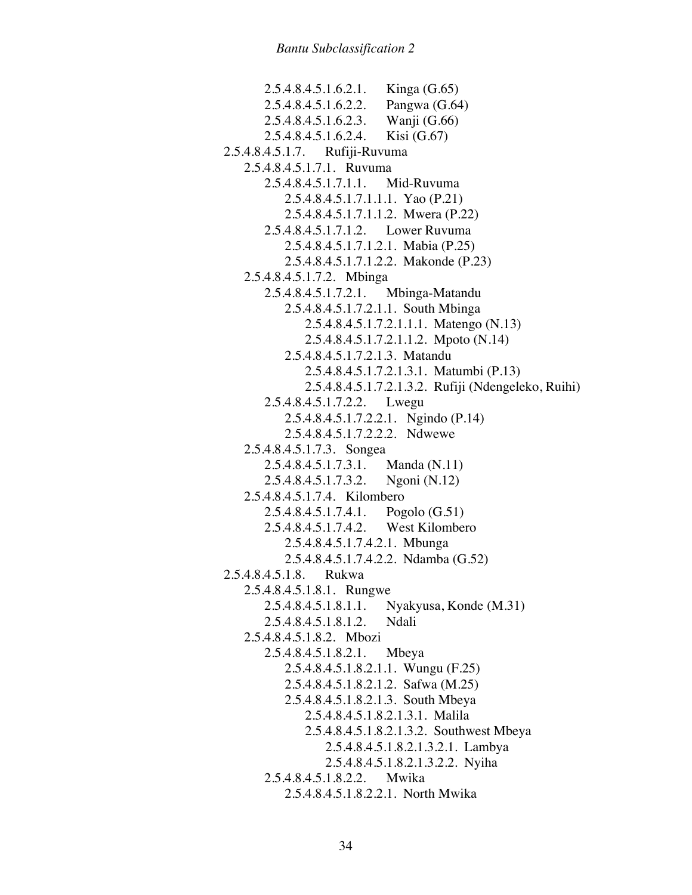- 2.5.4.8.4.5.1.6.2.1. Kinga (G.65)
- 2.5.4.8.4.5.1.6.2.2. Pangwa (G.64)
- 2.5.4.8.4.5.1.6.2.3. Wanji (G.66)
- 2.5.4.8.4.5.1.6.2.4. Kisi (G.67)

2.5.4.8.4.5.1.7. Rufiji-Ruvuma
- 2.5.4.8.4.5.1.7.1. Ruvuma
  - 2.5.4.8.4.5.1.7.1.1. Mid-Ruvuma
    - 2.5.4.8.4.5.1.7.1.1.1. Yao (P.21)
    - 2.5.4.8.4.5.1.7.1.1.2. Mwera (P.22)
  - 2.5.4.8.4.5.1.7.1.2. Lower Ruvuma
    - 2.5.4.8.4.5.1.7.1.2.1. Mabia (P.25)
    - 2.5.4.8.4.5.1.7.1.2.2. Makonde (P.23)
- 2.5.4.8.4.5.1.7.2. Mbinga
  - 2.5.4.8.4.5.1.7.2.1. Mbinga-Matandu
    - 2.5.4.8.4.5.1.7.2.1.1. South Mbinga
      - 2.5.4.8.4.5.1.7.2.1.1.1. Matengo (N.13)
      - 2.5.4.8.4.5.1.7.2.1.1.2. Mpoto (N.14)
    - 2.5.4.8.4.5.1.7.2.1.3. Matandu
      - 2.5.4.8.4.5.1.7.2.1.3.1. Matumbi (P.13)
      - 2.5.4.8.4.5.1.7.2.1.3.2. Rufiji (Ndengeleko, Ruihi)
  - 2.5.4.8.4.5.1.7.2.2. Lwegu
    - 2.5.4.8.4.5.1.7.2.2.1. Ngindo (P.14)
    - 2.5.4.8.4.5.1.7.2.2.2. Ndwewe
- 2.5.4.8.4.5.1.7.3. Songea
  - 2.5.4.8.4.5.1.7.3.1. Manda (N.11)
  - 2.5.4.8.4.5.1.7.3.2. Ngoni (N.12)
- 2.5.4.8.4.5.1.7.4. Kilombero
  - 2.5.4.8.4.5.1.7.4.1. Pogolo (G.51)
  - 2.5.4.8.4.5.1.7.4.2. West Kilombero
    - 2.5.4.8.4.5.1.7.4.2.1. Mbunga
    - 2.5.4.8.4.5.1.7.4.2.2. Ndamba (G.52)

2.5.4.8.4.5.1.8. Rukwa
- 2.5.4.8.4.5.1.8.1. Rungwe
  - 2.5.4.8.4.5.1.8.1.1. Nyakyusa, Konde (M.31)
  - 2.5.4.8.4.5.1.8.1.2. Ndali
- 2.5.4.8.4.5.1.8.2. Mbozi
  - 2.5.4.8.4.5.1.8.2.1. Mbeya
    - 2.5.4.8.4.5.1.8.2.1.1. Wungu (F.25)
    - 2.5.4.8.4.5.1.8.2.1.2. Safwa (M.25)
    - 2.5.4.8.4.5.1.8.2.1.3. South Mbeya
      - 2.5.4.8.4.5.1.8.2.1.3.1. Malila
      - 2.5.4.8.4.5.1.8.2.1.3.2. Southwest Mbeya
        - 2.5.4.8.4.5.1.8.2.1.3.2.1. Lambya
        - 2.5.4.8.4.5.1.8.2.1.3.2.2. Nyiha
  - 2.5.4.8.4.5.1.8.2.2. Mwika
    - 2.5.4.8.4.5.1.8.2.2.1. North Mwika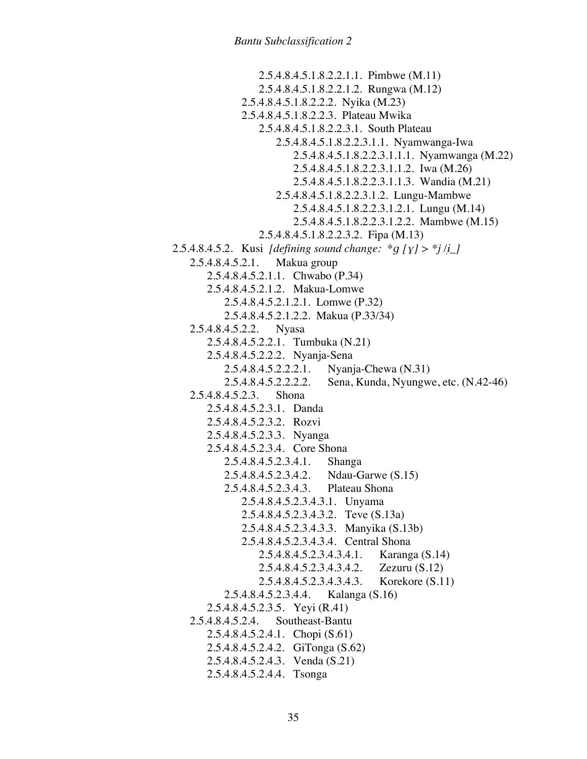- 2.5.4.8.4.5.1.8.2.2.1.1. Pimbwe (M.11)
- 2.5.4.8.4.5.1.8.2.2.1.2. Rungwa (M.12)
- 2.5.4.8.4.5.1.8.2.2.2. Nyika (M.23)
- 2.5.4.8.4.5.1.8.2.2.3. Plateau Mwika
  - 2.5.4.8.4.5.1.8.2.2.3.1. South Plateau
    - 2.5.4.8.4.5.1.8.2.2.3.1.1. Nyamwanga-Iwa
      - 2.5.4.8.4.5.1.8.2.2.3.1.1.1. Nyamwanga (M.22)
      - 2.5.4.8.4.5.1.8.2.2.3.1.1.2. Iwa (M.26)
      - 2.5.4.8.4.5.1.8.2.2.3.1.1.3. Wandia (M.21)
    - 2.5.4.8.4.5.1.8.2.2.3.1.2. Lungu-Mambwe
      - 2.5.4.8.4.5.1.8.2.2.3.1.2.1. Lungu (M.14)
      - 2.5.4.8.4.5.1.8.2.2.3.1.2.2. Mambwe (M.15)
  - 2.5.4.8.4.5.1.8.2.2.3.2. Fipa (M.13)

2.5.4.8.4.5.2. Kusi *[defining sound change: *g [ɣ] > *j /i_]*
- 2.5.4.8.4.5.2.1. Makua group
  - 2.5.4.8.4.5.2.1.1. Chwabo (P.34)
  - 2.5.4.8.4.5.2.1.2. Makua-Lomwe
    - 2.5.4.8.4.5.2.1.2.1. Lomwe (P.32)
    - 2.5.4.8.4.5.2.1.2.2. Makua (P.33/34)
- 2.5.4.8.4.5.2.2. Nyasa
  - 2.5.4.8.4.5.2.2.1. Tumbuka (N.21)
  - 2.5.4.8.4.5.2.2.2. Nyanja-Sena
    - 2.5.4.8.4.5.2.2.2.1. Nyanja-Chewa (N.31)
    - 2.5.4.8.4.5.2.2.2.2. Sena, Kunda, Nyungwe, etc. (N.42-46)
- 2.5.4.8.4.5.2.3. Shona
  - 2.5.4.8.4.5.2.3.1. Danda
  - 2.5.4.8.4.5.2.3.2. Rozvi
  - 2.5.4.8.4.5.2.3.3. Nyanga
  - 2.5.4.8.4.5.2.3.4. Core Shona
    - 2.5.4.8.4.5.2.3.4.1. Shanga
    - 2.5.4.8.4.5.2.3.4.2. Ndau-Garwe (S.15)
    - 2.5.4.8.4.5.2.3.4.3. Plateau Shona
      - 2.5.4.8.4.5.2.3.4.3.1. Unyama
      - 2.5.4.8.4.5.2.3.4.3.2. Teve (S.13a)
      - 2.5.4.8.4.5.2.3.4.3.3. Manyika (S.13b)
      - 2.5.4.8.4.5.2.3.4.3.4. Central Shona
        - 2.5.4.8.4.5.2.3.4.3.4.1. Karanga (S.14)
        - 2.5.4.8.4.5.2.3.4.3.4.2. Zezuru (S.12)
        - 2.5.4.8.4.5.2.3.4.3.4.3. Korekore (S.11)
    - 2.5.4.8.4.5.2.3.4.4. Kalanga (S.16)
  - 2.5.4.8.4.5.2.3.5. Yeyi (R.41)
- 2.5.4.8.4.5.2.4. Southeast-Bantu
  - 2.5.4.8.4.5.2.4.1. Chopi (S.61)
  - 2.5.4.8.4.5.2.4.2. GiTonga (S.62)
  - 2.5.4.8.4.5.2.4.3. Venda (S.21)
  - 2.5.4.8.4.5.2.4.4. Tsonga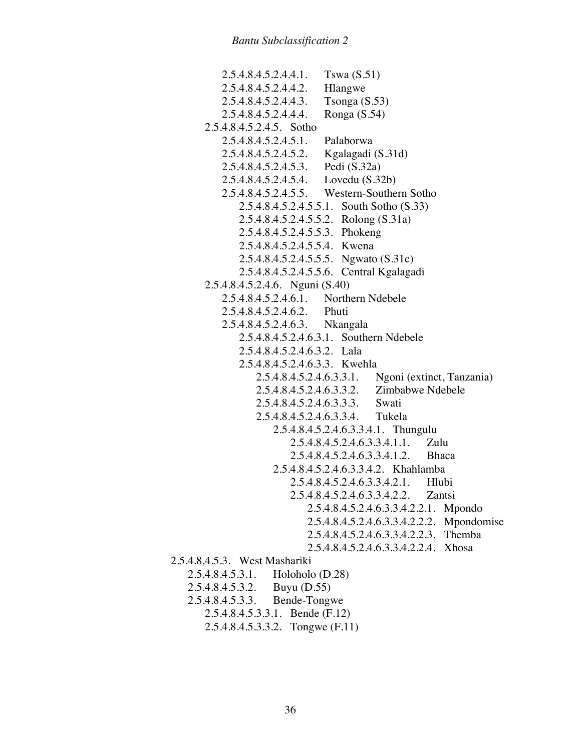2.5.4.8.4.5.2.4.4.1. Tswa (S.51)
2.5.4.8.4.5.2.4.4.2. Hlangwe
2.5.4.8.4.5.2.4.4.3. Tsonga (S.53)
2.5.4.8.4.5.2.4.4.4. Ronga (S.54)
2.5.4.8.4.5.2.4.5. Sotho
2.5.4.8.4.5.2.4.5.1. Palaborwa
2.5.4.8.4.5.2.4.5.2. Kgalagadi (S.31d)
2.5.4.8.4.5.2.4.5.3. Pedi (S.32a)
2.5.4.8.4.5.2.4.5.4. Lovedu (S.32b)
2.5.4.8.4.5.2.4.5.5. Western-Southern Sotho
2.5.4.8.4.5.2.4.5.5.1. South Sotho (S.33)
2.5.4.8.4.5.2.4.5.5.2. Rolong (S.31a)
2.5.4.8.4.5.2.4.5.5.3. Phokeng
2.5.4.8.4.5.2.4.5.5.4. Kwena
2.5.4.8.4.5.2.4.5.5.5. Ngwato (S.31c)
2.5.4.8.4.5.2.4.5.5.6. Central Kgalagadi
2.5.4.8.4.5.2.4.6. Nguni (S.40)
2.5.4.8.4.5.2.4.6.1. Northern Ndebele
2.5.4.8.4.5.2.4.6.2. Phuti
2.5.4.8.4.5.2.4.6.3. Nkangala
2.5.4.8.4.5.2.4.6.3.1. Southern Ndebele
2.5.4.8.4.5.2.4.6.3.2. Lala
2.5.4.8.4.5.2.4.6.3.3. Kwehla
2.5.4.8.4.5.2.4.6.3.3.1. Ngoni (extinct, Tanzania)
2.5.4.8.4.5.2.4.6.3.3.2. Zimbabwe Ndebele
2.5.4.8.4.5.2.4.6.3.3.3. Swati
2.5.4.8.4.5.2.4.6.3.3.4. Tukela
2.5.4.8.4.5.2.4.6.3.3.4.1. Thungulu
2.5.4.8.4.5.2.4.6.3.3.4.1.1. Zulu
2.5.4.8.4.5.2.4.6.3.3.4.1.2. Bhaca
2.5.4.8.4.5.2.4.6.3.3.4.2. Khahlamba
2.5.4.8.4.5.2.4.6.3.3.4.2.1. Hlubi
2.5.4.8.4.5.2.4.6.3.3.4.2.2. Zantsi
2.5.4.8.4.5.2.4.6.3.3.4.2.2.1. Mpondo
2.5.4.8.4.5.2.4.6.3.3.4.2.2.2. Mpondomise
2.5.4.8.4.5.2.4.6.3.3.4.2.2.3. Themba
2.5.4.8.4.5.2.4.6.3.3.4.2.2.4. Xhosa
2.5.4.8.4.5.3. West Mashariki
2.5.4.8.4.5.3.1. Holoholo (D.28)
2.5.4.8.4.5.3.2. Buyu (D.55)
2.5.4.8.4.5.3.3. Bende-Tongwe
2.5.4.8.4.5.3.3.1. Bende (F.12)
2.5.4.8.4.5.3.3.2. Tongwe (F.11)